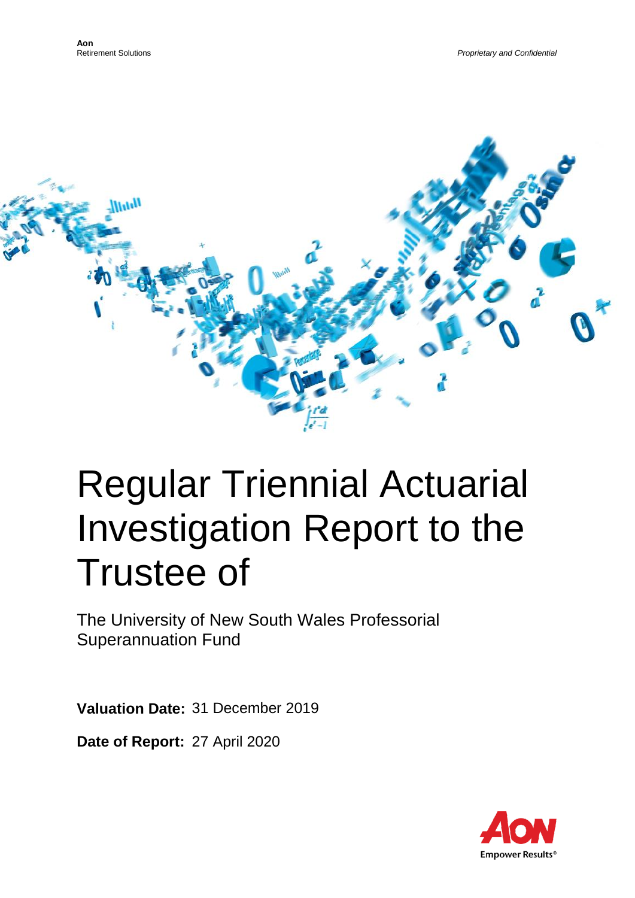**Aon**
Retirement Solutions

*Proprietary and Confidential*

# Regular Triennial Actuarial Investigation Report to the Trustee of

## The University of New South Wales Professorial Superannuation Fund

**Valuation Date:** 31 December 2019

**Date of Report:** 27 April 2020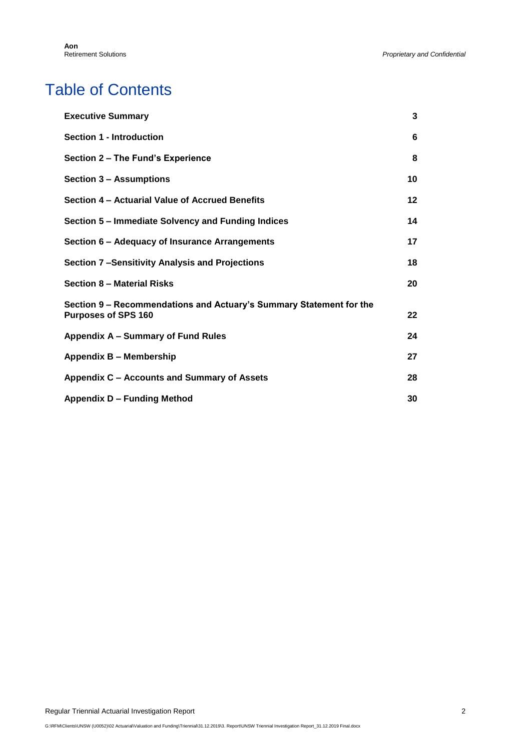# Table of Contents

| | |
|---|---|
| **Executive Summary** | **3** |
| **Section 1 - Introduction** | **6** |
| **Section 2 – The Fund's Experience** | **8** |
| **Section 3 – Assumptions** | **10** |
| **Section 4 – Actuarial Value of Accrued Benefits** | **12** |
| **Section 5 – Immediate Solvency and Funding Indices** | **14** |
| **Section 6 – Adequacy of Insurance Arrangements** | **17** |
| **Section 7 –Sensitivity Analysis and Projections** | **18** |
| **Section 8 – Material Risks** | **20** |
| **Section 9 – Recommendations and Actuary's Summary Statement for the Purposes of SPS 160** | **22** |
| **Appendix A – Summary of Fund Rules** | **24** |
| **Appendix B – Membership** | **27** |
| **Appendix C – Accounts and Summary of Assets** | **28** |
| **Appendix D – Funding Method** | **30** |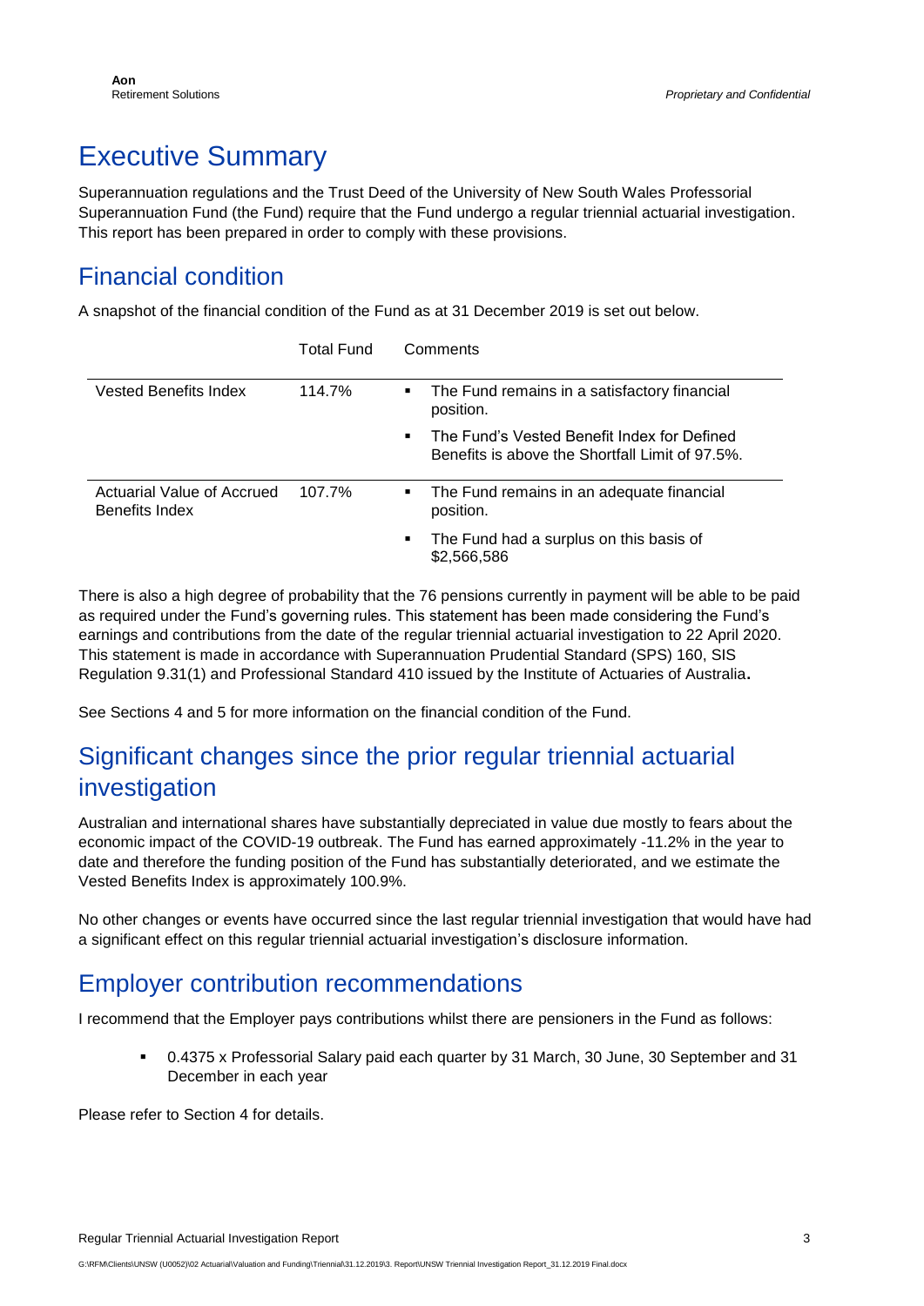# Executive Summary

Superannuation regulations and the Trust Deed of the University of New South Wales Professorial Superannuation Fund (the Fund) require that the Fund undergo a regular triennial actuarial investigation. This report has been prepared in order to comply with these provisions.

## Financial condition

A snapshot of the financial condition of the Fund as at 31 December 2019 is set out below.

| | Total Fund | Comments |
|---|---|---|
| Vested Benefits Index | 114.7% | ▪ The Fund remains in a satisfactory financial position.<br>▪ The Fund's Vested Benefit Index for Defined Benefits is above the Shortfall Limit of 97.5%. |
| Actuarial Value of Accrued Benefits Index | 107.7% | ▪ The Fund remains in an adequate financial position.<br>▪ The Fund had a surplus on this basis of $2,566,586 |

There is also a high degree of probability that the 76 pensions currently in payment will be able to be paid as required under the Fund's governing rules. This statement has been made considering the Fund's earnings and contributions from the date of the regular triennial actuarial investigation to 22 April 2020. This statement is made in accordance with Superannuation Prudential Standard (SPS) 160, SIS Regulation 9.31(1) and Professional Standard 410 issued by the Institute of Actuaries of Australia**.**

See Sections 4 and 5 for more information on the financial condition of the Fund.

## Significant changes since the prior regular triennial actuarial investigation

Australian and international shares have substantially depreciated in value due mostly to fears about the economic impact of the COVID-19 outbreak. The Fund has earned approximately -11.2% in the year to date and therefore the funding position of the Fund has substantially deteriorated, and we estimate the Vested Benefits Index is approximately 100.9%.

No other changes or events have occurred since the last regular triennial investigation that would have had a significant effect on this regular triennial actuarial investigation's disclosure information.

## Employer contribution recommendations

I recommend that the Employer pays contributions whilst there are pensioners in the Fund as follows:

- 0.4375 x Professorial Salary paid each quarter by 31 March, 30 June, 30 September and 31 December in each year

Please refer to Section 4 for details.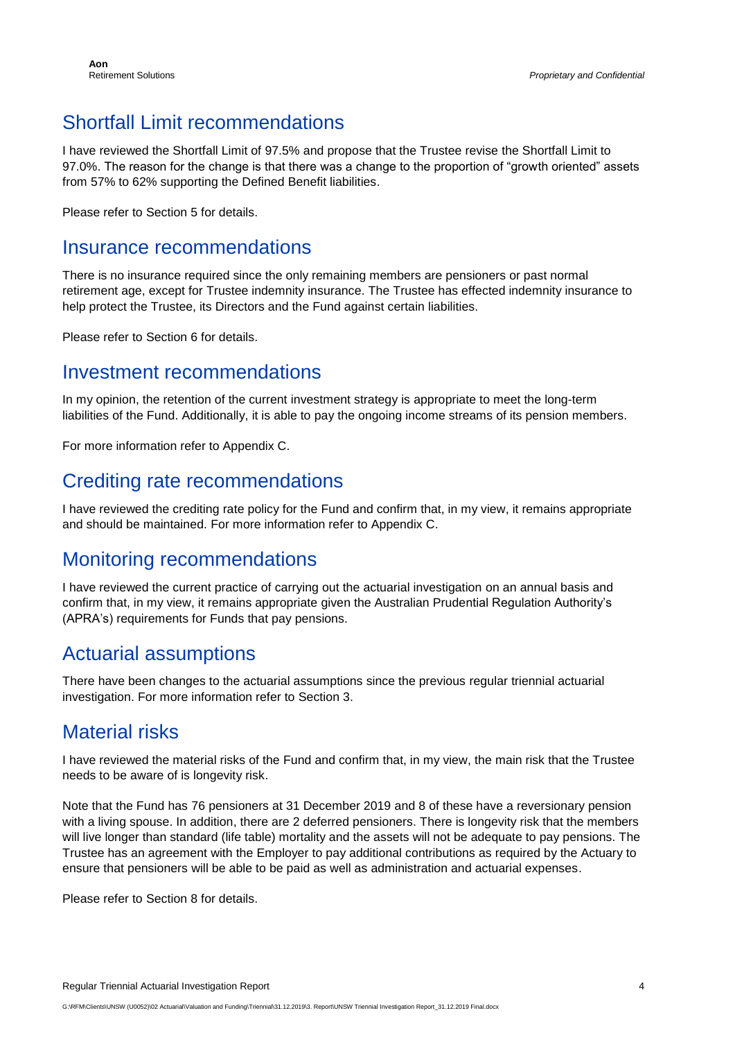## Shortfall Limit recommendations

I have reviewed the Shortfall Limit of 97.5% and propose that the Trustee revise the Shortfall Limit to 97.0%. The reason for the change is that there was a change to the proportion of "growth oriented" assets from 57% to 62% supporting the Defined Benefit liabilities.

Please refer to Section 5 for details.

## Insurance recommendations

There is no insurance required since the only remaining members are pensioners or past normal retirement age, except for Trustee indemnity insurance. The Trustee has effected indemnity insurance to help protect the Trustee, its Directors and the Fund against certain liabilities.

Please refer to Section 6 for details.

## Investment recommendations

In my opinion, the retention of the current investment strategy is appropriate to meet the long-term liabilities of the Fund. Additionally, it is able to pay the ongoing income streams of its pension members.

For more information refer to Appendix C.

## Crediting rate recommendations

I have reviewed the crediting rate policy for the Fund and confirm that, in my view, it remains appropriate and should be maintained. For more information refer to Appendix C.

## Monitoring recommendations

I have reviewed the current practice of carrying out the actuarial investigation on an annual basis and confirm that, in my view, it remains appropriate given the Australian Prudential Regulation Authority's (APRA's) requirements for Funds that pay pensions.

## Actuarial assumptions

There have been changes to the actuarial assumptions since the previous regular triennial actuarial investigation. For more information refer to Section 3.

## Material risks

I have reviewed the material risks of the Fund and confirm that, in my view, the main risk that the Trustee needs to be aware of is longevity risk.

Note that the Fund has 76 pensioners at 31 December 2019 and 8 of these have a reversionary pension with a living spouse. In addition, there are 2 deferred pensioners. There is longevity risk that the members will live longer than standard (life table) mortality and the assets will not be adequate to pay pensions. The Trustee has an agreement with the Employer to pay additional contributions as required by the Actuary to ensure that pensioners will be able to be paid as well as administration and actuarial expenses.

Please refer to Section 8 for details.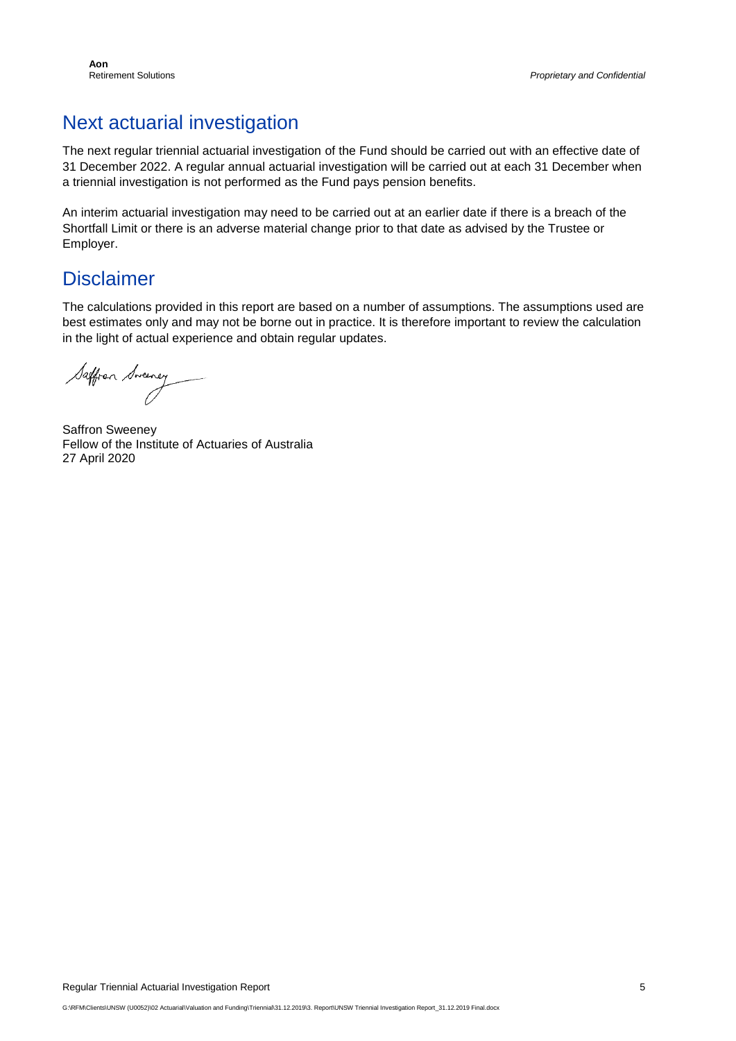## Next actuarial investigation

The next regular triennial actuarial investigation of the Fund should be carried out with an effective date of 31 December 2022. A regular annual actuarial investigation will be carried out at each 31 December when a triennial investigation is not performed as the Fund pays pension benefits.

An interim actuarial investigation may need to be carried out at an earlier date if there is a breach of the Shortfall Limit or there is an adverse material change prior to that date as advised by the Trustee or Employer.

## Disclaimer

The calculations provided in this report are based on a number of assumptions. The assumptions used are best estimates only and may not be borne out in practice. It is therefore important to review the calculation in the light of actual experience and obtain regular updates.

Saffron Sweeney
Fellow of the Institute of Actuaries of Australia
27 April 2020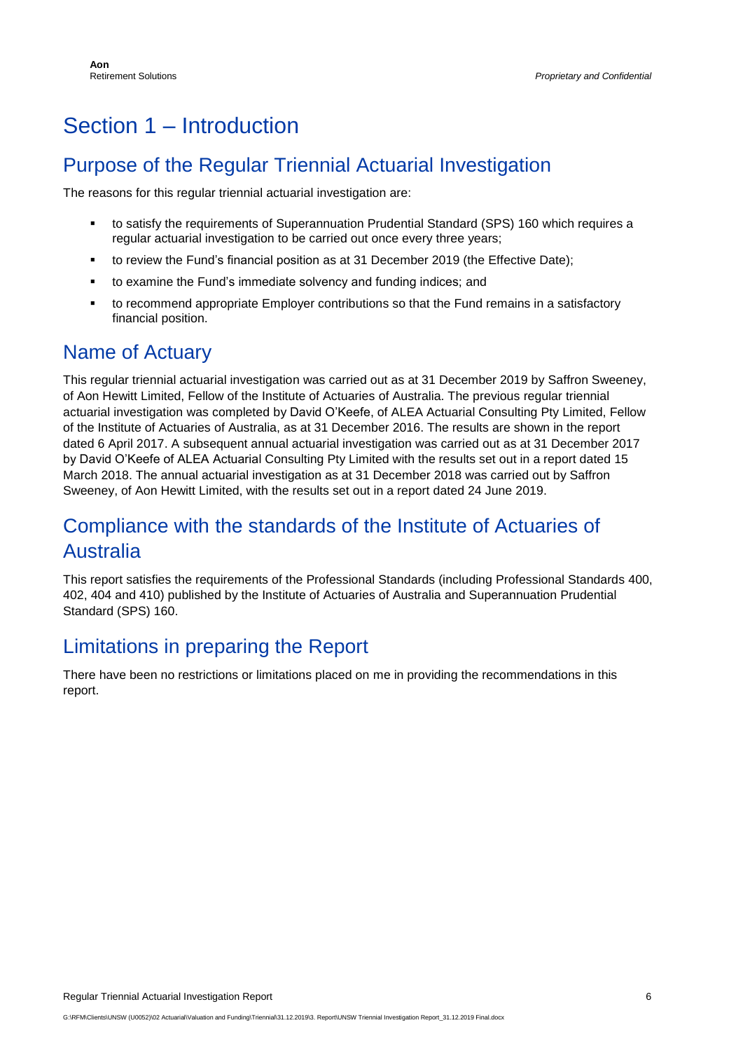# Section 1 – Introduction

## Purpose of the Regular Triennial Actuarial Investigation

The reasons for this regular triennial actuarial investigation are:

- to satisfy the requirements of Superannuation Prudential Standard (SPS) 160 which requires a regular actuarial investigation to be carried out once every three years;
- to review the Fund's financial position as at 31 December 2019 (the Effective Date);
- to examine the Fund's immediate solvency and funding indices; and
- to recommend appropriate Employer contributions so that the Fund remains in a satisfactory financial position.

## Name of Actuary

This regular triennial actuarial investigation was carried out as at 31 December 2019 by Saffron Sweeney, of Aon Hewitt Limited, Fellow of the Institute of Actuaries of Australia. The previous regular triennial actuarial investigation was completed by David O'Keefe, of ALEA Actuarial Consulting Pty Limited, Fellow of the Institute of Actuaries of Australia, as at 31 December 2016. The results are shown in the report dated 6 April 2017. A subsequent annual actuarial investigation was carried out as at 31 December 2017 by David O'Keefe of ALEA Actuarial Consulting Pty Limited with the results set out in a report dated 15 March 2018. The annual actuarial investigation as at 31 December 2018 was carried out by Saffron Sweeney, of Aon Hewitt Limited, with the results set out in a report dated 24 June 2019.

## Compliance with the standards of the Institute of Actuaries of Australia

This report satisfies the requirements of the Professional Standards (including Professional Standards 400, 402, 404 and 410) published by the Institute of Actuaries of Australia and Superannuation Prudential Standard (SPS) 160.

## Limitations in preparing the Report

There have been no restrictions or limitations placed on me in providing the recommendations in this report.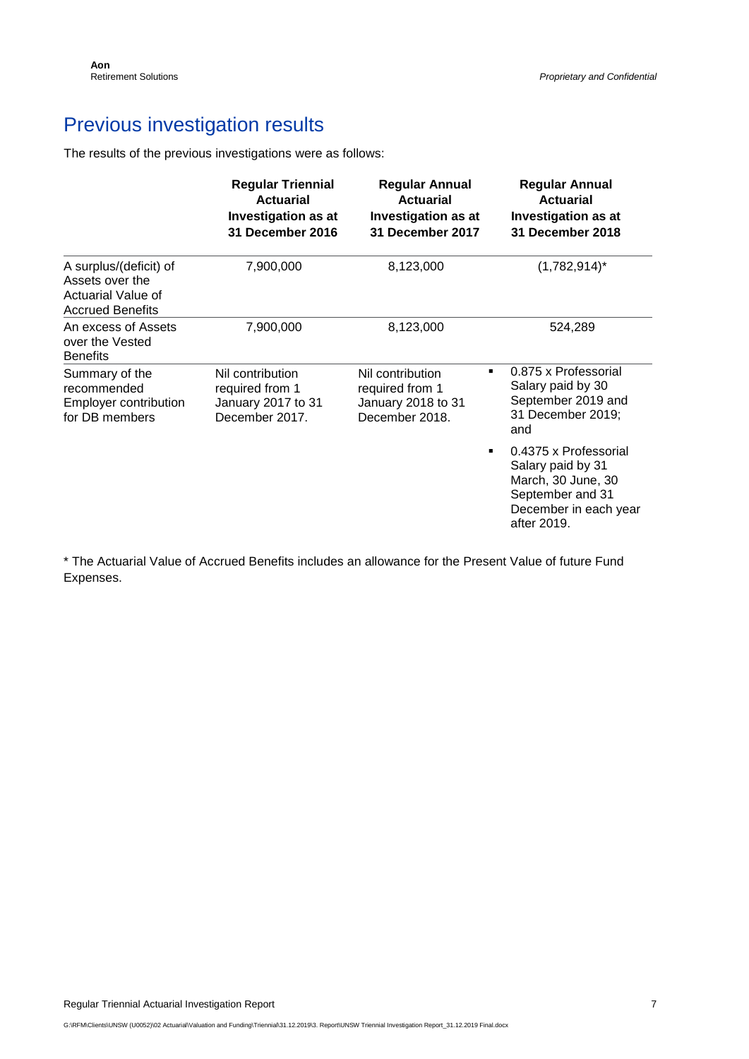## Previous investigation results

The results of the previous investigations were as follows:

| | Regular Triennial Actuarial Investigation as at 31 December 2016 | Regular Annual Actuarial Investigation as at 31 December 2017 | Regular Annual Actuarial Investigation as at 31 December 2018 |
|---|---|---|---|
| A surplus/(deficit) of Assets over the Actuarial Value of Accrued Benefits | 7,900,000 | 8,123,000 | (1,782,914)* |
| An excess of Assets over the Vested Benefits | 7,900,000 | 8,123,000 | 524,289 |
| Summary of the recommended Employer contribution for DB members | Nil contribution required from 1 January 2017 to 31 December 2017. | Nil contribution required from 1 January 2018 to 31 December 2018. | ▪ 0.875 x Professorial Salary paid by 30 September 2019 and 31 December 2019; and<br>▪ 0.4375 x Professorial Salary paid by 31 March, 30 June, 30 September and 31 December in each year after 2019. |

* The Actuarial Value of Accrued Benefits includes an allowance for the Present Value of future Fund Expenses.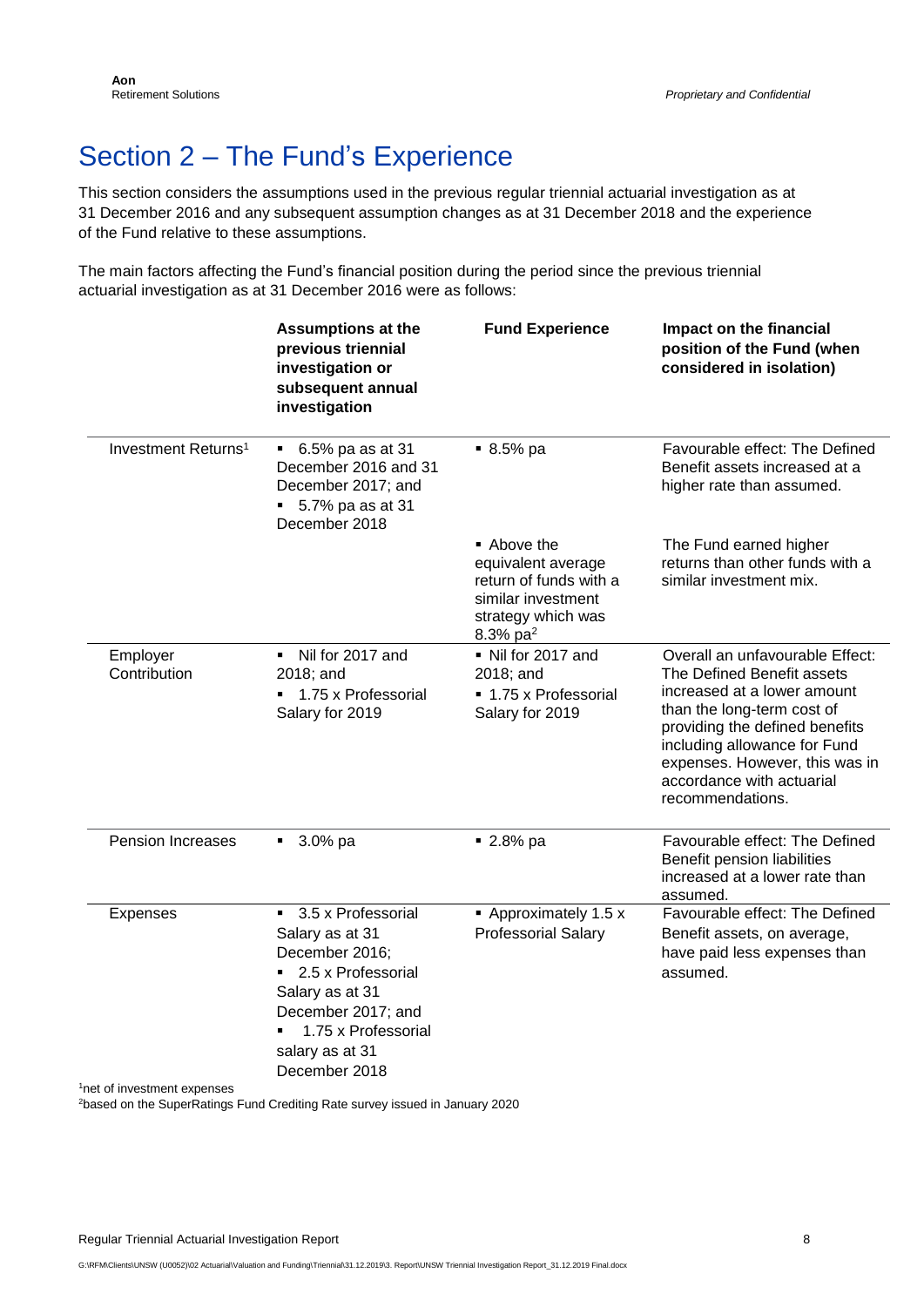# Section 2 – The Fund's Experience

This section considers the assumptions used in the previous regular triennial actuarial investigation as at 31 December 2016 and any subsequent assumption changes as at 31 December 2018 and the experience of the Fund relative to these assumptions.

The main factors affecting the Fund's financial position during the period since the previous triennial actuarial investigation as at 31 December 2016 were as follows:

| | Assumptions at the previous triennial investigation or subsequent annual investigation | Fund Experience | Impact on the financial position of the Fund (when considered in isolation) |
|---|---|---|---|
| Investment Returns[1] | ▪ 6.5% pa as at 31 December 2016 and 31 December 2017; and<br>▪ 5.7% pa as at 31 December 2018 | ▪ 8.5% pa | Favourable effect: The Defined Benefit assets increased at a higher rate than assumed. |
| | | ▪ Above the equivalent average return of funds with a similar investment strategy which was 8.3% pa[2] | The Fund earned higher returns than other funds with a similar investment mix. |
| Employer Contribution | ▪ Nil for 2017 and 2018; and<br>▪ 1.75 x Professorial Salary for 2019 | ▪ Nil for 2017 and 2018; and<br>▪ 1.75 x Professorial Salary for 2019 | Overall an unfavourable Effect: The Defined Benefit assets increased at a lower amount than the long-term cost of providing the defined benefits including allowance for Fund expenses. However, this was in accordance with actuarial recommendations. |
| Pension Increases | ▪ 3.0% pa | ▪ 2.8% pa | Favourable effect: The Defined Benefit pension liabilities increased at a lower rate than assumed. |
| Expenses | ▪ 3.5 x Professorial Salary as at 31 December 2016;<br>▪ 2.5 x Professorial Salary as at 31 December 2017; and<br>▪ 1.75 x Professorial salary as at 31 December 2018 | ▪ Approximately 1.5 x Professorial Salary | Favourable effect: The Defined Benefit assets, on average, have paid less expenses than assumed. |

[1]net of investment expenses

[2]based on the SuperRatings Fund Crediting Rate survey issued in January 2020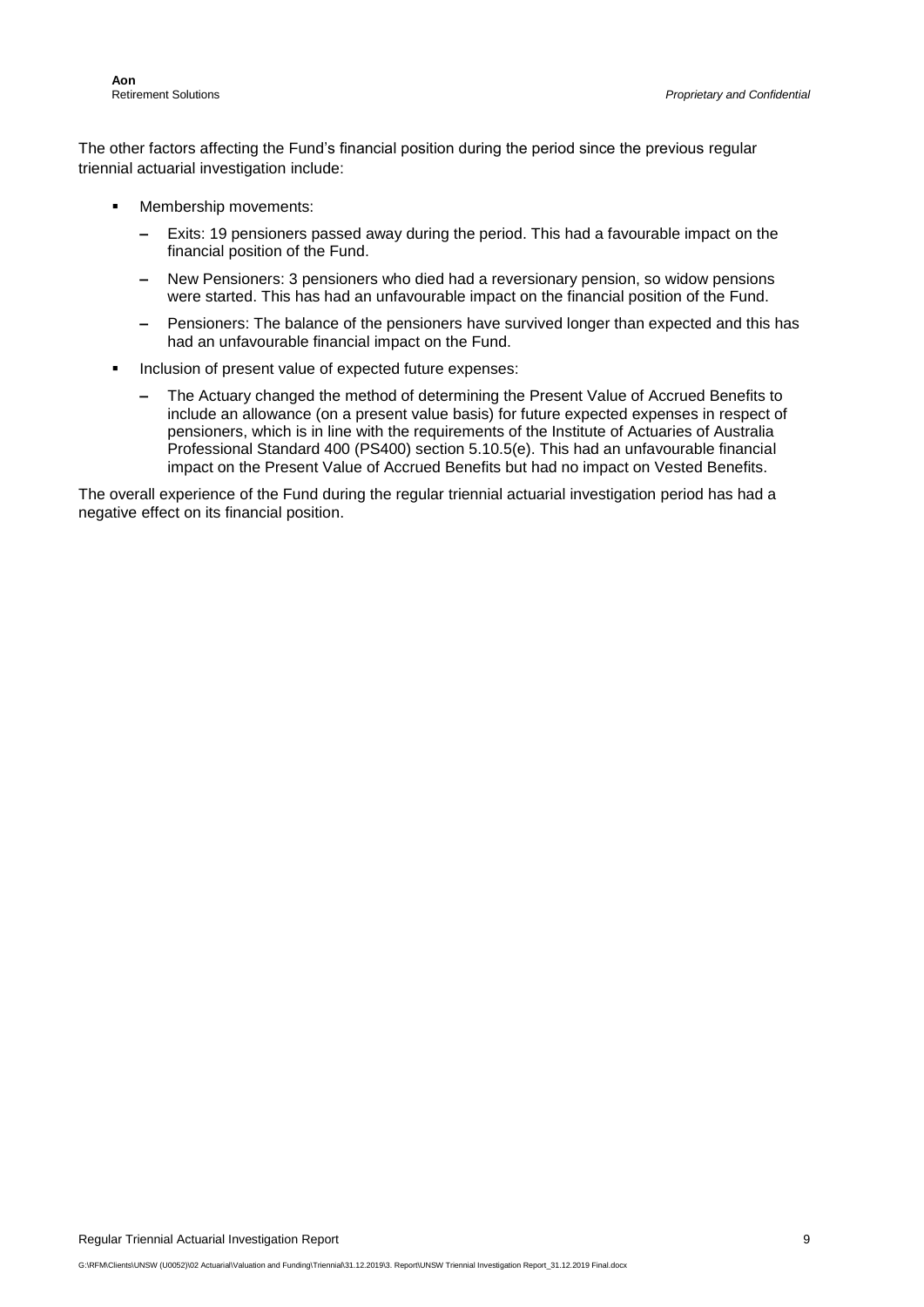The other factors affecting the Fund's financial position during the period since the previous regular triennial actuarial investigation include:

- Membership movements:
  - Exits: 19 pensioners passed away during the period. This had a favourable impact on the financial position of the Fund.
  - New Pensioners: 3 pensioners who died had a reversionary pension, so widow pensions were started. This has had an unfavourable impact on the financial position of the Fund.
  - Pensioners: The balance of the pensioners have survived longer than expected and this has had an unfavourable financial impact on the Fund.
- Inclusion of present value of expected future expenses:
  - The Actuary changed the method of determining the Present Value of Accrued Benefits to include an allowance (on a present value basis) for future expected expenses in respect of pensioners, which is in line with the requirements of the Institute of Actuaries of Australia Professional Standard 400 (PS400) section 5.10.5(e). This had an unfavourable financial impact on the Present Value of Accrued Benefits but had no impact on Vested Benefits.

The overall experience of the Fund during the regular triennial actuarial investigation period has had a negative effect on its financial position.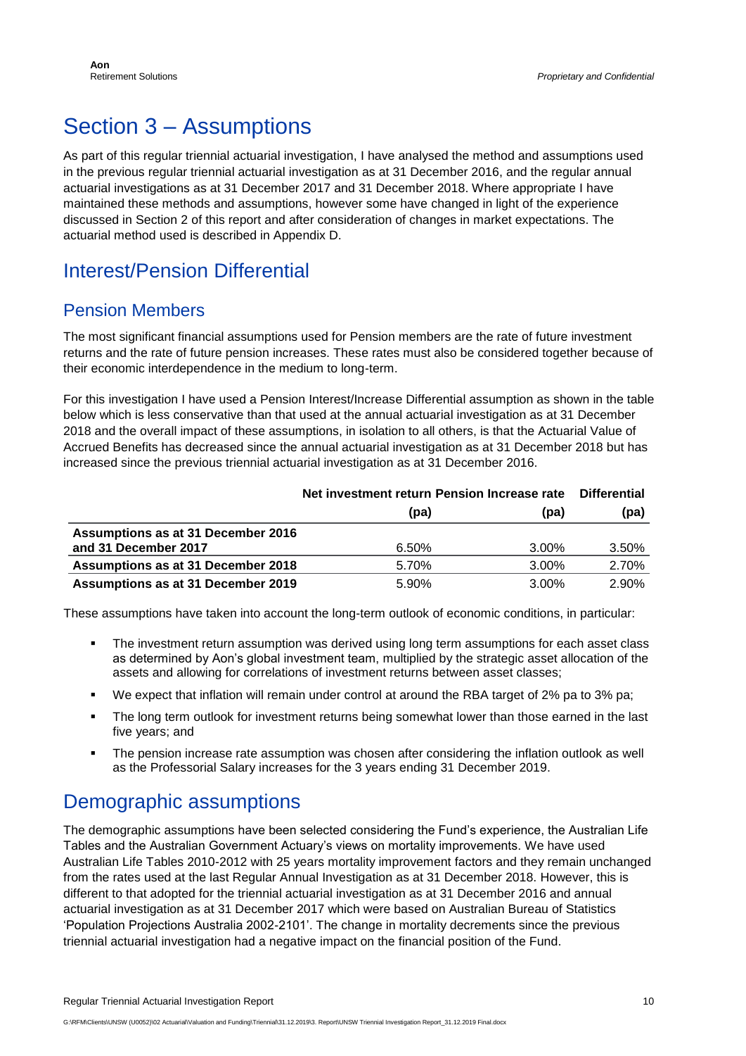# Section 3 – Assumptions

As part of this regular triennial actuarial investigation, I have analysed the method and assumptions used in the previous regular triennial actuarial investigation as at 31 December 2016, and the regular annual actuarial investigations as at 31 December 2017 and 31 December 2018. Where appropriate I have maintained these methods and assumptions, however some have changed in light of the experience discussed in Section 2 of this report and after consideration of changes in market expectations. The actuarial method used is described in Appendix D.

## Interest/Pension Differential

### Pension Members

The most significant financial assumptions used for Pension members are the rate of future investment returns and the rate of future pension increases. These rates must also be considered together because of their economic interdependence in the medium to long-term.

For this investigation I have used a Pension Interest/Increase Differential assumption as shown in the table below which is less conservative than that used at the annual actuarial investigation as at 31 December 2018 and the overall impact of these assumptions, in isolation to all others, is that the Actuarial Value of Accrued Benefits has decreased since the annual actuarial investigation as at 31 December 2018 but has increased since the previous triennial actuarial investigation as at 31 December 2016.

| | Net investment return (pa) | Pension Increase rate (pa) | Differential (pa) |
|---|---|---|---|
| **Assumptions as at 31 December 2016 and 31 December 2017** | 6.50% | 3.00% | 3.50% |
| **Assumptions as at 31 December 2018** | 5.70% | 3.00% | 2.70% |
| **Assumptions as at 31 December 2019** | 5.90% | 3.00% | 2.90% |

These assumptions have taken into account the long-term outlook of economic conditions, in particular:

- The investment return assumption was derived using long term assumptions for each asset class as determined by Aon's global investment team, multiplied by the strategic asset allocation of the assets and allowing for correlations of investment returns between asset classes;
- We expect that inflation will remain under control at around the RBA target of 2% pa to 3% pa;
- The long term outlook for investment returns being somewhat lower than those earned in the last five years; and
- The pension increase rate assumption was chosen after considering the inflation outlook as well as the Professorial Salary increases for the 3 years ending 31 December 2019.

## Demographic assumptions

The demographic assumptions have been selected considering the Fund's experience, the Australian Life Tables and the Australian Government Actuary's views on mortality improvements. We have used Australian Life Tables 2010-2012 with 25 years mortality improvement factors and they remain unchanged from the rates used at the last Regular Annual Investigation as at 31 December 2018. However, this is different to that adopted for the triennial actuarial investigation as at 31 December 2016 and annual actuarial investigation as at 31 December 2017 which were based on Australian Bureau of Statistics 'Population Projections Australia 2002-2101'. The change in mortality decrements since the previous triennial actuarial investigation had a negative impact on the financial position of the Fund.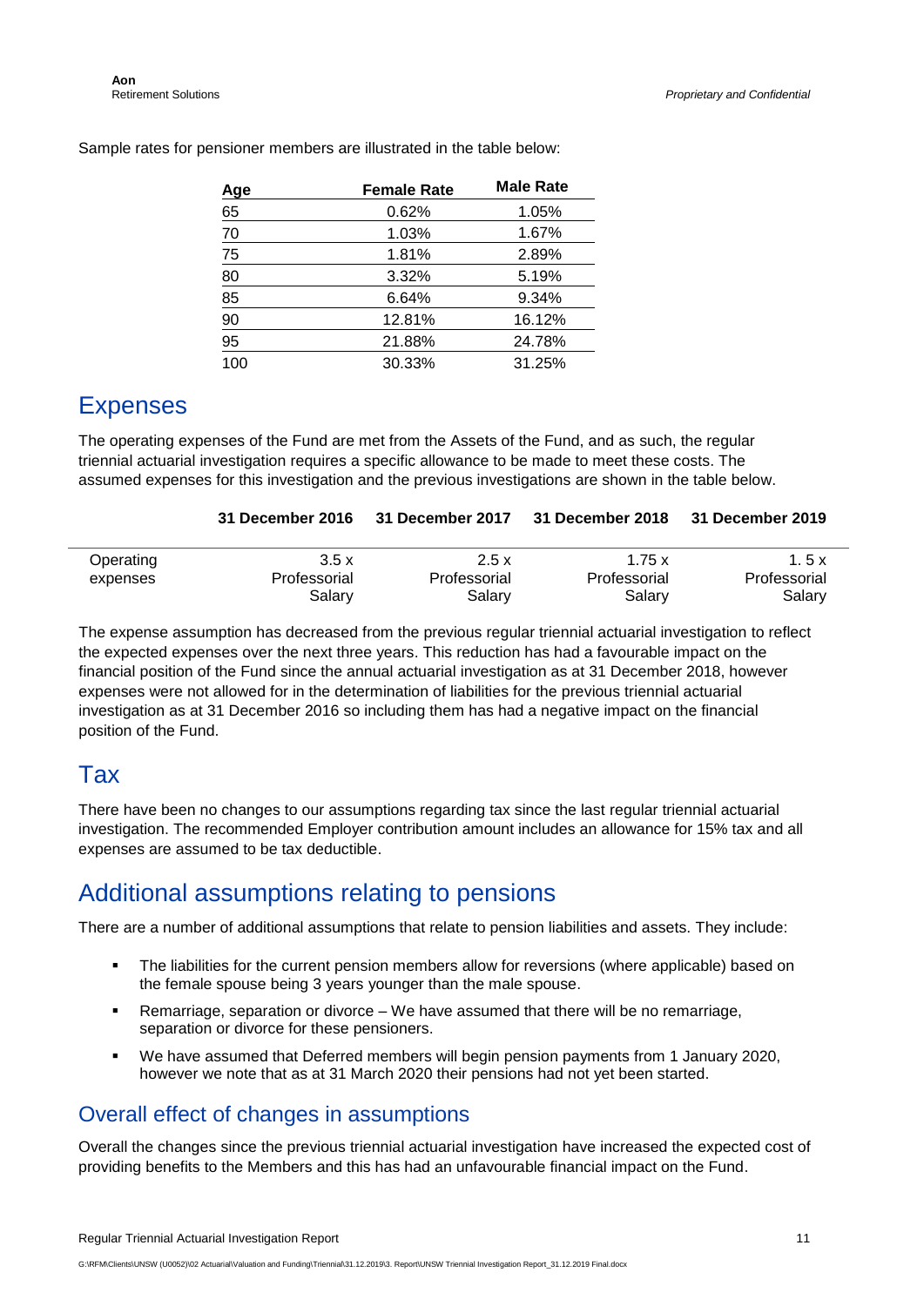Sample rates for pensioner members are illustrated in the table below:

| Age | Female Rate | Male Rate |
|---|---|---|
| 65 | 0.62% | 1.05% |
| 70 | 1.03% | 1.67% |
| 75 | 1.81% | 2.89% |
| 80 | 3.32% | 5.19% |
| 85 | 6.64% | 9.34% |
| 90 | 12.81% | 16.12% |
| 95 | 21.88% | 24.78% |
| 100 | 30.33% | 31.25% |

## Expenses

The operating expenses of the Fund are met from the Assets of the Fund, and as such, the regular triennial actuarial investigation requires a specific allowance to be made to meet these costs. The assumed expenses for this investigation and the previous investigations are shown in the table below.

| | 31 December 2016 | 31 December 2017 | 31 December 2018 | 31 December 2019 |
|---|---|---|---|---|
| Operating expenses | 3.5 x Professorial Salary | 2.5 x Professorial Salary | 1.75 x Professorial Salary | 1. 5 x Professorial Salary |

The expense assumption has decreased from the previous regular triennial actuarial investigation to reflect the expected expenses over the next three years. This reduction has had a favourable impact on the financial position of the Fund since the annual actuarial investigation as at 31 December 2018, however expenses were not allowed for in the determination of liabilities for the previous triennial actuarial investigation as at 31 December 2016 so including them has had a negative impact on the financial position of the Fund.

## Tax

There have been no changes to our assumptions regarding tax since the last regular triennial actuarial investigation. The recommended Employer contribution amount includes an allowance for 15% tax and all expenses are assumed to be tax deductible.

## Additional assumptions relating to pensions

There are a number of additional assumptions that relate to pension liabilities and assets. They include:

- The liabilities for the current pension members allow for reversions (where applicable) based on the female spouse being 3 years younger than the male spouse.
- Remarriage, separation or divorce – We have assumed that there will be no remarriage, separation or divorce for these pensioners.
- We have assumed that Deferred members will begin pension payments from 1 January 2020, however we note that as at 31 March 2020 their pensions had not yet been started.

### Overall effect of changes in assumptions

Overall the changes since the previous triennial actuarial investigation have increased the expected cost of providing benefits to the Members and this has had an unfavourable financial impact on the Fund.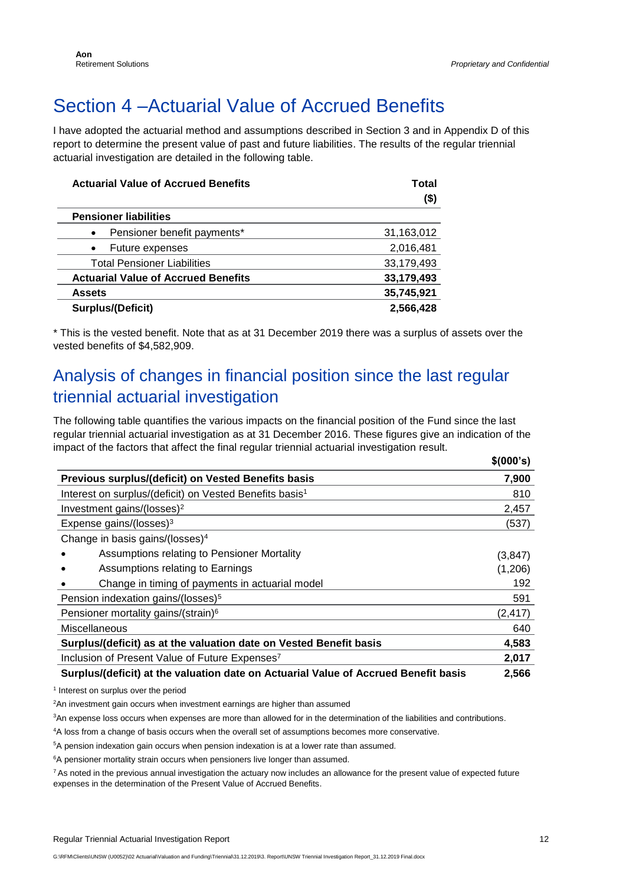# Section 4 –Actuarial Value of Accrued Benefits

I have adopted the actuarial method and assumptions described in Section 3 and in Appendix D of this report to determine the present value of past and future liabilities. The results of the regular triennial actuarial investigation are detailed in the following table.

| **Actuarial Value of Accrued Benefits** | **Total ($)** |
|---|---|
| **Pensioner liabilities** | |
| • Pensioner benefit payments* | 31,163,012 |
| • Future expenses | 2,016,481 |
| Total Pensioner Liabilities | 33,179,493 |
| **Actuarial Value of Accrued Benefits** | **33,179,493** |
| **Assets** | **35,745,921** |
| **Surplus/(Deficit)** | **2,566,428** |

* This is the vested benefit. Note that as at 31 December 2019 there was a surplus of assets over the vested benefits of $4,582,909.

## Analysis of changes in financial position since the last regular triennial actuarial investigation

The following table quantifies the various impacts on the financial position of the Fund since the last regular triennial actuarial investigation as at 31 December 2016. These figures give an indication of the impact of the factors that affect the final regular triennial actuarial investigation result.

| | **$(000's)** |
|---|---|
| **Previous surplus/(deficit) on Vested Benefits basis** | **7,900** |
| Interest on surplus/(deficit) on Vested Benefits basis[1] | 810 |
| Investment gains/(losses)[2] | 2,457 |
| Expense gains/(losses)[3] | (537) |
| Change in basis gains/(losses)[4] | |
| • Assumptions relating to Pensioner Mortality | (3,847) |
| • Assumptions relating to Earnings | (1,206) |
| • Change in timing of payments in actuarial model | 192 |
| Pension indexation gains/(losses)[5] | 591 |
| Pensioner mortality gains/(strain)[6] | (2,417) |
| Miscellaneous | 640 |
| **Surplus/(deficit) as at the valuation date on Vested Benefit basis** | **4,583** |
| Inclusion of Present Value of Future Expenses[7] | **2,017** |
| **Surplus/(deficit) at the valuation date on Actuarial Value of Accrued Benefit basis** | **2,566** |

[1] Interest on surplus over the period

[2] An investment gain occurs when investment earnings are higher than assumed

[3] An expense loss occurs when expenses are more than allowed for in the determination of the liabilities and contributions.

[4] A loss from a change of basis occurs when the overall set of assumptions becomes more conservative.

[5] A pension indexation gain occurs when pension indexation is at a lower rate than assumed.

[6] A pensioner mortality strain occurs when pensioners live longer than assumed.

[7] As noted in the previous annual investigation the actuary now includes an allowance for the present value of expected future expenses in the determination of the Present Value of Accrued Benefits.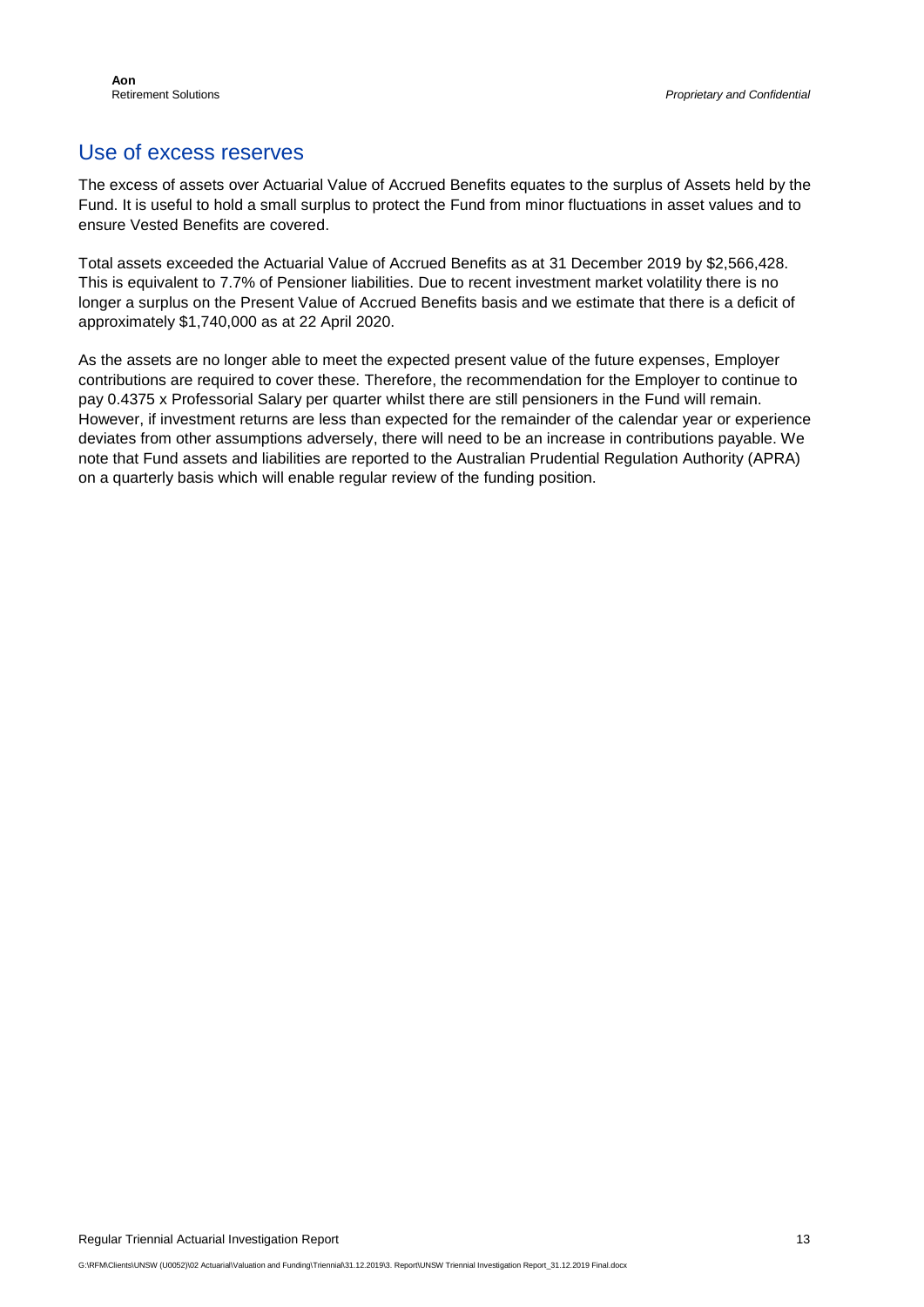## Use of excess reserves

The excess of assets over Actuarial Value of Accrued Benefits equates to the surplus of Assets held by the Fund. It is useful to hold a small surplus to protect the Fund from minor fluctuations in asset values and to ensure Vested Benefits are covered.

Total assets exceeded the Actuarial Value of Accrued Benefits as at 31 December 2019 by $2,566,428. This is equivalent to 7.7% of Pensioner liabilities. Due to recent investment market volatility there is no longer a surplus on the Present Value of Accrued Benefits basis and we estimate that there is a deficit of approximately $1,740,000 as at 22 April 2020.

As the assets are no longer able to meet the expected present value of the future expenses, Employer contributions are required to cover these. Therefore, the recommendation for the Employer to continue to pay 0.4375 x Professorial Salary per quarter whilst there are still pensioners in the Fund will remain. However, if investment returns are less than expected for the remainder of the calendar year or experience deviates from other assumptions adversely, there will need to be an increase in contributions payable. We note that Fund assets and liabilities are reported to the Australian Prudential Regulation Authority (APRA) on a quarterly basis which will enable regular review of the funding position.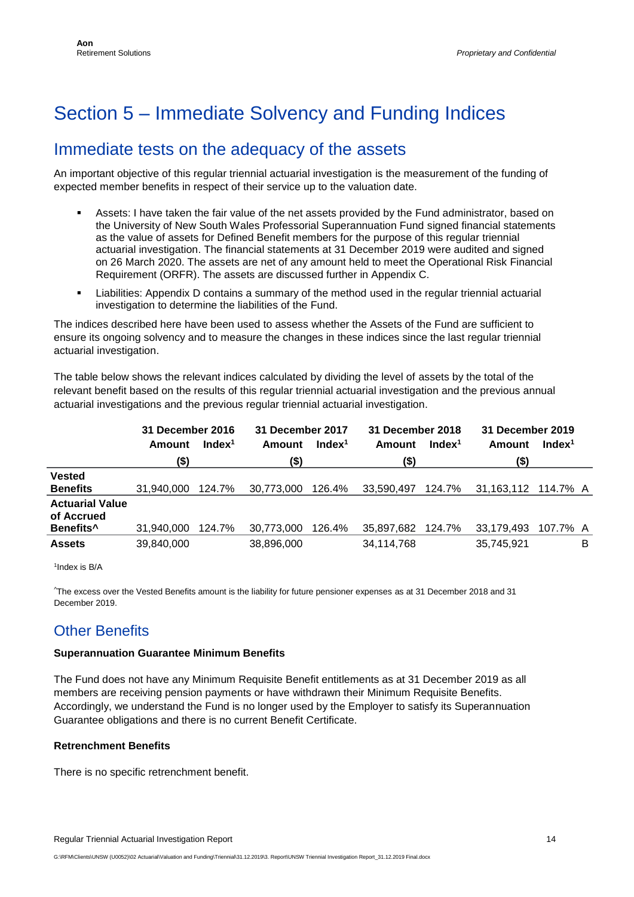# Section 5 – Immediate Solvency and Funding Indices

## Immediate tests on the adequacy of the assets

An important objective of this regular triennial actuarial investigation is the measurement of the funding of expected member benefits in respect of their service up to the valuation date.

- Assets: I have taken the fair value of the net assets provided by the Fund administrator, based on the University of New South Wales Professorial Superannuation Fund signed financial statements as the value of assets for Defined Benefit members for the purpose of this regular triennial actuarial investigation. The financial statements at 31 December 2019 were audited and signed on 26 March 2020. The assets are net of any amount held to meet the Operational Risk Financial Requirement (ORFR). The assets are discussed further in Appendix C.
- Liabilities: Appendix D contains a summary of the method used in the regular triennial actuarial investigation to determine the liabilities of the Fund.

The indices described here have been used to assess whether the Assets of the Fund are sufficient to ensure its ongoing solvency and to measure the changes in these indices since the last regular triennial actuarial investigation.

The table below shows the relevant indices calculated by dividing the level of assets by the total of the relevant benefit based on the results of this regular triennial actuarial investigation and the previous annual actuarial investigations and the previous regular triennial actuarial investigation.

| | 31 December 2016 | | 31 December 2017 | | 31 December 2018 | | 31 December 2019 | | |
|---|---|---|---|---|---|---|---|---|---|
| | Amount ($) | Index[1] | Amount ($) | Index[1] | Amount ($) | Index[1] | Amount ($) | Index[1] | |
| **Vested Benefits** | 31,940,000 | 124.7% | 30,773,000 | 126.4% | 33,590,497 | 124.7% | 31,163,112 | 114.7% | A |
| **Actuarial Value of Accrued Benefits^** | 31,940,000 | 124.7% | 30,773,000 | 126.4% | 35,897,682 | 124.7% | 33,179,493 | 107.7% | A |
| **Assets** | 39,840,000 | | 38,896,000 | | 34,114,768 | | 35,745,921 | | B |

[1]Index is B/A

^The excess over the Vested Benefits amount is the liability for future pensioner expenses as at 31 December 2018 and 31 December 2019.

## Other Benefits

### Superannuation Guarantee Minimum Benefits

The Fund does not have any Minimum Requisite Benefit entitlements as at 31 December 2019 as all members are receiving pension payments or have withdrawn their Minimum Requisite Benefits. Accordingly, we understand the Fund is no longer used by the Employer to satisfy its Superannuation Guarantee obligations and there is no current Benefit Certificate.

### Retrenchment Benefits

There is no specific retrenchment benefit.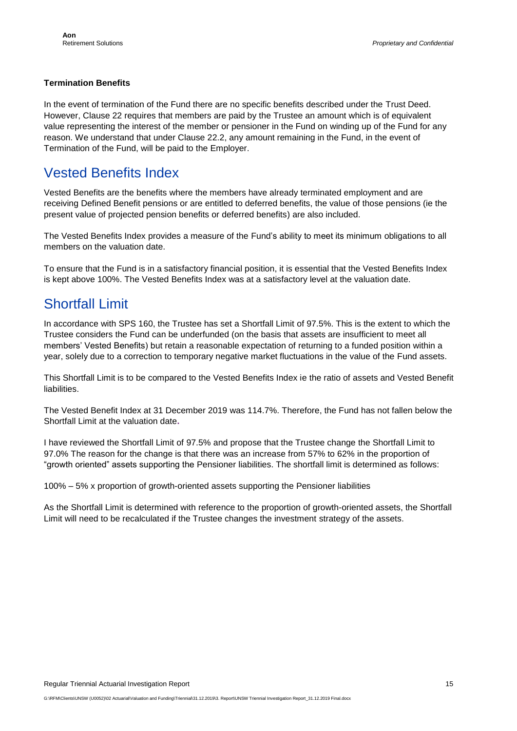**Termination Benefits**

In the event of termination of the Fund there are no specific benefits described under the Trust Deed. However, Clause 22 requires that members are paid by the Trustee an amount which is of equivalent value representing the interest of the member or pensioner in the Fund on winding up of the Fund for any reason. We understand that under Clause 22.2, any amount remaining in the Fund, in the event of Termination of the Fund, will be paid to the Employer.

## Vested Benefits Index

Vested Benefits are the benefits where the members have already terminated employment and are receiving Defined Benefit pensions or are entitled to deferred benefits, the value of those pensions (ie the present value of projected pension benefits or deferred benefits) are also included.

The Vested Benefits Index provides a measure of the Fund's ability to meet its minimum obligations to all members on the valuation date.

To ensure that the Fund is in a satisfactory financial position, it is essential that the Vested Benefits Index is kept above 100%. The Vested Benefits Index was at a satisfactory level at the valuation date.

## Shortfall Limit

In accordance with SPS 160, the Trustee has set a Shortfall Limit of 97.5%. This is the extent to which the Trustee considers the Fund can be underfunded (on the basis that assets are insufficient to meet all members' Vested Benefits) but retain a reasonable expectation of returning to a funded position within a year, solely due to a correction to temporary negative market fluctuations in the value of the Fund assets.

This Shortfall Limit is to be compared to the Vested Benefits Index ie the ratio of assets and Vested Benefit liabilities.

The Vested Benefit Index at 31 December 2019 was 114.7%. Therefore, the Fund has not fallen below the Shortfall Limit at the valuation date.

I have reviewed the Shortfall Limit of 97.5% and propose that the Trustee change the Shortfall Limit to 97.0% The reason for the change is that there was an increase from 57% to 62% in the proportion of "growth oriented" assets supporting the Pensioner liabilities. The shortfall limit is determined as follows:

100% – 5% x proportion of growth-oriented assets supporting the Pensioner liabilities

As the Shortfall Limit is determined with reference to the proportion of growth-oriented assets, the Shortfall Limit will need to be recalculated if the Trustee changes the investment strategy of the assets.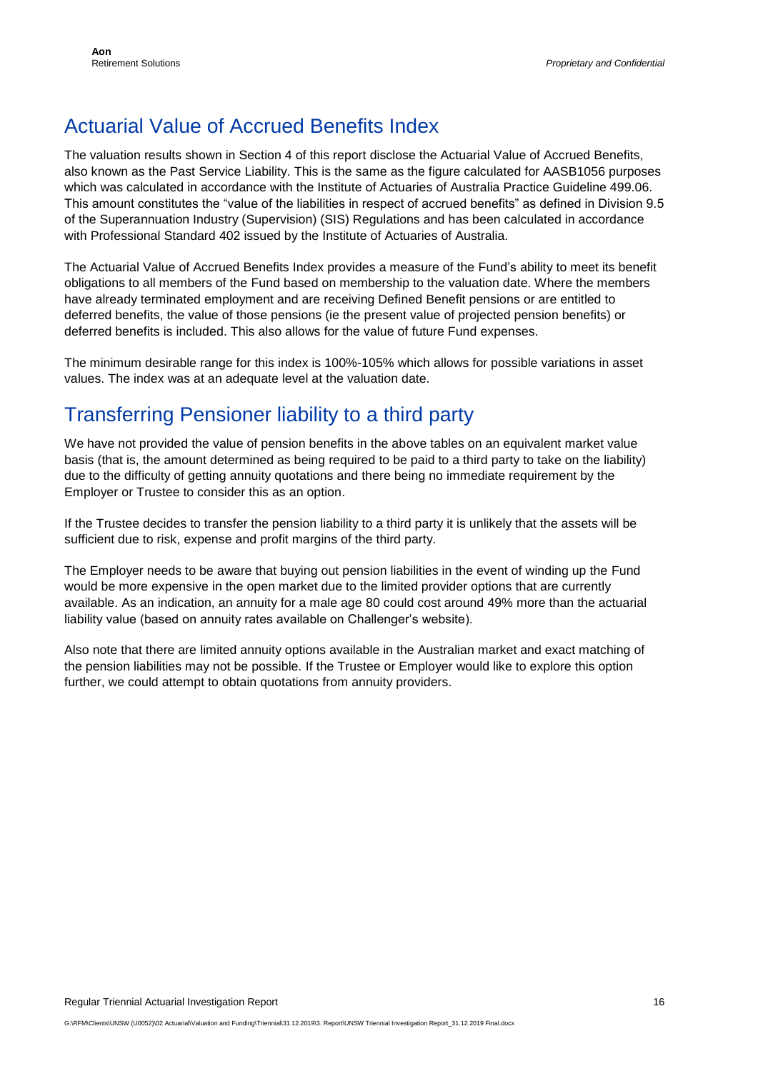## Actuarial Value of Accrued Benefits Index

The valuation results shown in Section 4 of this report disclose the Actuarial Value of Accrued Benefits, also known as the Past Service Liability. This is the same as the figure calculated for AASB1056 purposes which was calculated in accordance with the Institute of Actuaries of Australia Practice Guideline 499.06. This amount constitutes the "value of the liabilities in respect of accrued benefits" as defined in Division 9.5 of the Superannuation Industry (Supervision) (SIS) Regulations and has been calculated in accordance with Professional Standard 402 issued by the Institute of Actuaries of Australia.

The Actuarial Value of Accrued Benefits Index provides a measure of the Fund's ability to meet its benefit obligations to all members of the Fund based on membership to the valuation date. Where the members have already terminated employment and are receiving Defined Benefit pensions or are entitled to deferred benefits, the value of those pensions (ie the present value of projected pension benefits) or deferred benefits is included. This also allows for the value of future Fund expenses.

The minimum desirable range for this index is 100%-105% which allows for possible variations in asset values. The index was at an adequate level at the valuation date.

## Transferring Pensioner liability to a third party

We have not provided the value of pension benefits in the above tables on an equivalent market value basis (that is, the amount determined as being required to be paid to a third party to take on the liability) due to the difficulty of getting annuity quotations and there being no immediate requirement by the Employer or Trustee to consider this as an option.

If the Trustee decides to transfer the pension liability to a third party it is unlikely that the assets will be sufficient due to risk, expense and profit margins of the third party.

The Employer needs to be aware that buying out pension liabilities in the event of winding up the Fund would be more expensive in the open market due to the limited provider options that are currently available. As an indication, an annuity for a male age 80 could cost around 49% more than the actuarial liability value (based on annuity rates available on Challenger's website).

Also note that there are limited annuity options available in the Australian market and exact matching of the pension liabilities may not be possible. If the Trustee or Employer would like to explore this option further, we could attempt to obtain quotations from annuity providers.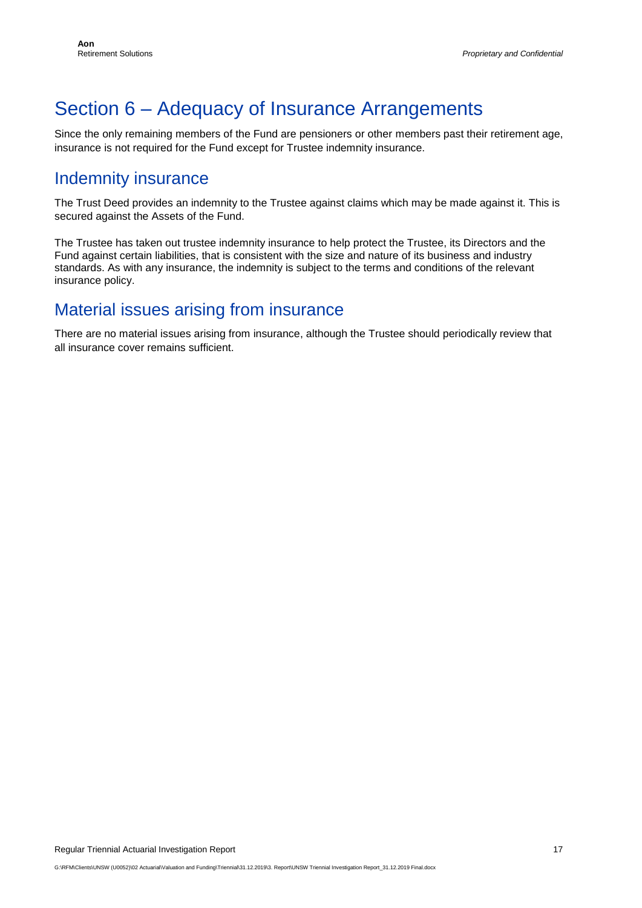# Section 6 – Adequacy of Insurance Arrangements

Since the only remaining members of the Fund are pensioners or other members past their retirement age, insurance is not required for the Fund except for Trustee indemnity insurance.

## Indemnity insurance

The Trust Deed provides an indemnity to the Trustee against claims which may be made against it. This is secured against the Assets of the Fund.

The Trustee has taken out trustee indemnity insurance to help protect the Trustee, its Directors and the Fund against certain liabilities, that is consistent with the size and nature of its business and industry standards. As with any insurance, the indemnity is subject to the terms and conditions of the relevant insurance policy.

## Material issues arising from insurance

There are no material issues arising from insurance, although the Trustee should periodically review that all insurance cover remains sufficient.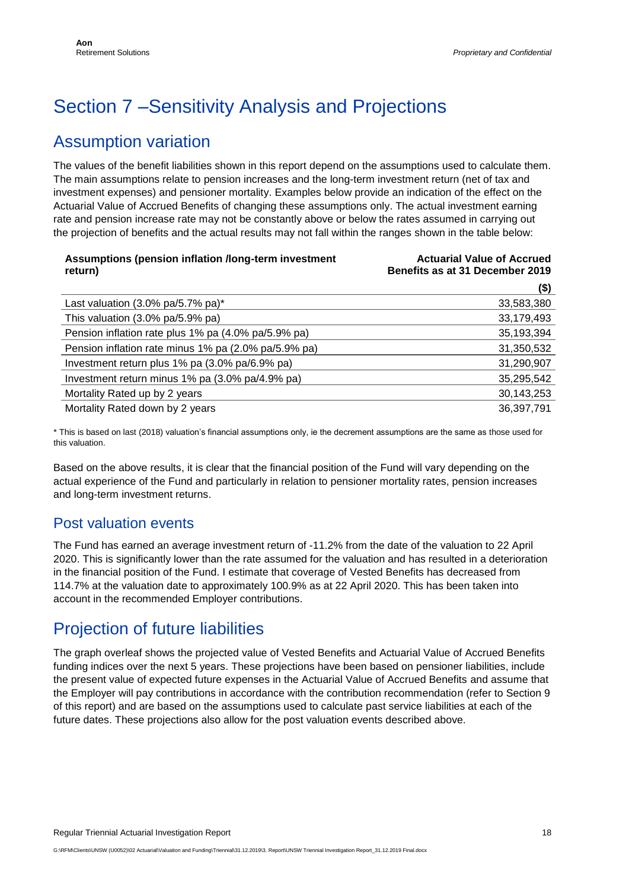# Section 7 –Sensitivity Analysis and Projections

## Assumption variation

The values of the benefit liabilities shown in this report depend on the assumptions used to calculate them. The main assumptions relate to pension increases and the long-term investment return (net of tax and investment expenses) and pensioner mortality. Examples below provide an indication of the effect on the Actuarial Value of Accrued Benefits of changing these assumptions only. The actual investment earning rate and pension increase rate may not be constantly above or below the rates assumed in carrying out the projection of benefits and the actual results may not fall within the ranges shown in the table below:

| Assumptions (pension inflation /long-term investment return) | Actuarial Value of Accrued Benefits as at 31 December 2019 ($) |
|---|---|
| Last valuation (3.0% pa/5.7% pa)* | 33,583,380 |
| This valuation (3.0% pa/5.9% pa) | 33,179,493 |
| Pension inflation rate plus 1% pa (4.0% pa/5.9% pa) | 35,193,394 |
| Pension inflation rate minus 1% pa (2.0% pa/5.9% pa) | 31,350,532 |
| Investment return plus 1% pa (3.0% pa/6.9% pa) | 31,290,907 |
| Investment return minus 1% pa (3.0% pa/4.9% pa) | 35,295,542 |
| Mortality Rated up by 2 years | 30,143,253 |
| Mortality Rated down by 2 years | 36,397,791 |

\* This is based on last (2018) valuation's financial assumptions only, ie the decrement assumptions are the same as those used for this valuation.

Based on the above results, it is clear that the financial position of the Fund will vary depending on the actual experience of the Fund and particularly in relation to pensioner mortality rates, pension increases and long-term investment returns.

### Post valuation events

The Fund has earned an average investment return of -11.2% from the date of the valuation to 22 April 2020. This is significantly lower than the rate assumed for the valuation and has resulted in a deterioration in the financial position of the Fund. I estimate that coverage of Vested Benefits has decreased from 114.7% at the valuation date to approximately 100.9% as at 22 April 2020. This has been taken into account in the recommended Employer contributions.

## Projection of future liabilities

The graph overleaf shows the projected value of Vested Benefits and Actuarial Value of Accrued Benefits funding indices over the next 5 years. These projections have been based on pensioner liabilities, include the present value of expected future expenses in the Actuarial Value of Accrued Benefits and assume that the Employer will pay contributions in accordance with the contribution recommendation (refer to Section 9 of this report) and are based on the assumptions used to calculate past service liabilities at each of the future dates. These projections also allow for the post valuation events described above.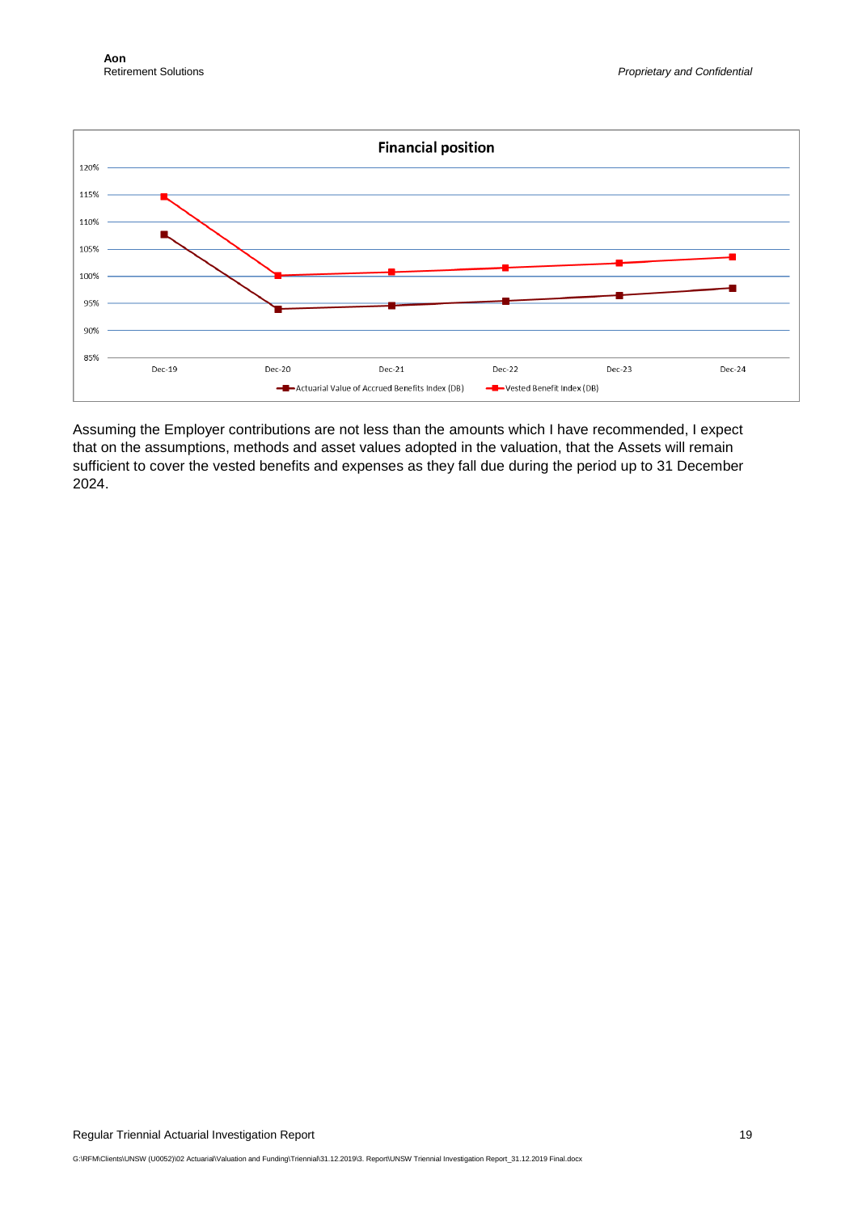**Financial position**

Assuming the Employer contributions are not less than the amounts which I have recommended, I expect that on the assumptions, methods and asset values adopted in the valuation, that the Assets will remain sufficient to cover the vested benefits and expenses as they fall due during the period up to 31 December 2024.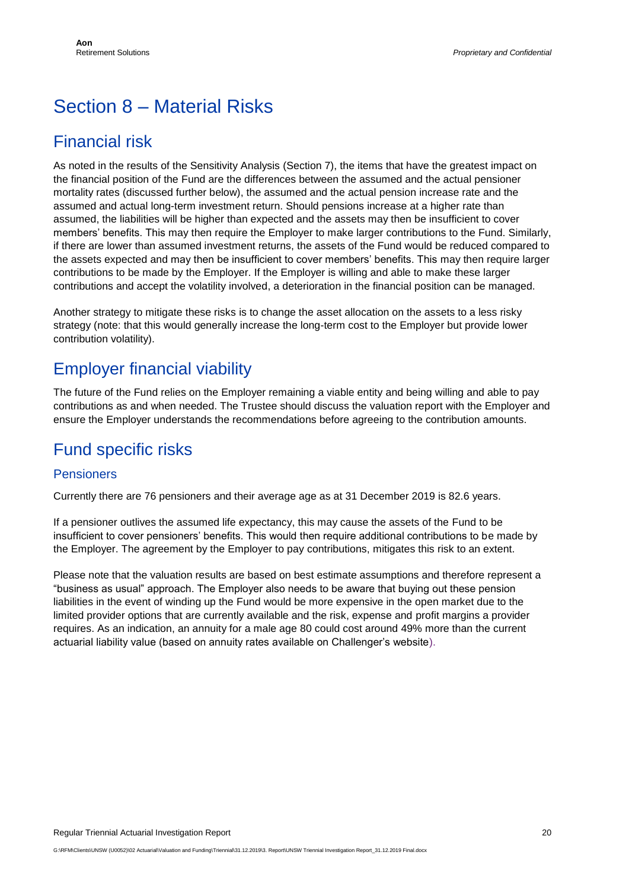# Section 8 – Material Risks

## Financial risk

As noted in the results of the Sensitivity Analysis (Section 7), the items that have the greatest impact on the financial position of the Fund are the differences between the assumed and the actual pensioner mortality rates (discussed further below), the assumed and the actual pension increase rate and the assumed and actual long-term investment return. Should pensions increase at a higher rate than assumed, the liabilities will be higher than expected and the assets may then be insufficient to cover members' benefits. This may then require the Employer to make larger contributions to the Fund. Similarly, if there are lower than assumed investment returns, the assets of the Fund would be reduced compared to the assets expected and may then be insufficient to cover members' benefits. This may then require larger contributions to be made by the Employer. If the Employer is willing and able to make these larger contributions and accept the volatility involved, a deterioration in the financial position can be managed.

Another strategy to mitigate these risks is to change the asset allocation on the assets to a less risky strategy (note: that this would generally increase the long-term cost to the Employer but provide lower contribution volatility).

## Employer financial viability

The future of the Fund relies on the Employer remaining a viable entity and being willing and able to pay contributions as and when needed. The Trustee should discuss the valuation report with the Employer and ensure the Employer understands the recommendations before agreeing to the contribution amounts.

## Fund specific risks

### Pensioners

Currently there are 76 pensioners and their average age as at 31 December 2019 is 82.6 years.

If a pensioner outlives the assumed life expectancy, this may cause the assets of the Fund to be insufficient to cover pensioners' benefits. This would then require additional contributions to be made by the Employer. The agreement by the Employer to pay contributions, mitigates this risk to an extent.

Please note that the valuation results are based on best estimate assumptions and therefore represent a "business as usual" approach. The Employer also needs to be aware that buying out these pension liabilities in the event of winding up the Fund would be more expensive in the open market due to the limited provider options that are currently available and the risk, expense and profit margins a provider requires. As an indication, an annuity for a male age 80 could cost around 49% more than the current actuarial liability value (based on annuity rates available on Challenger's website).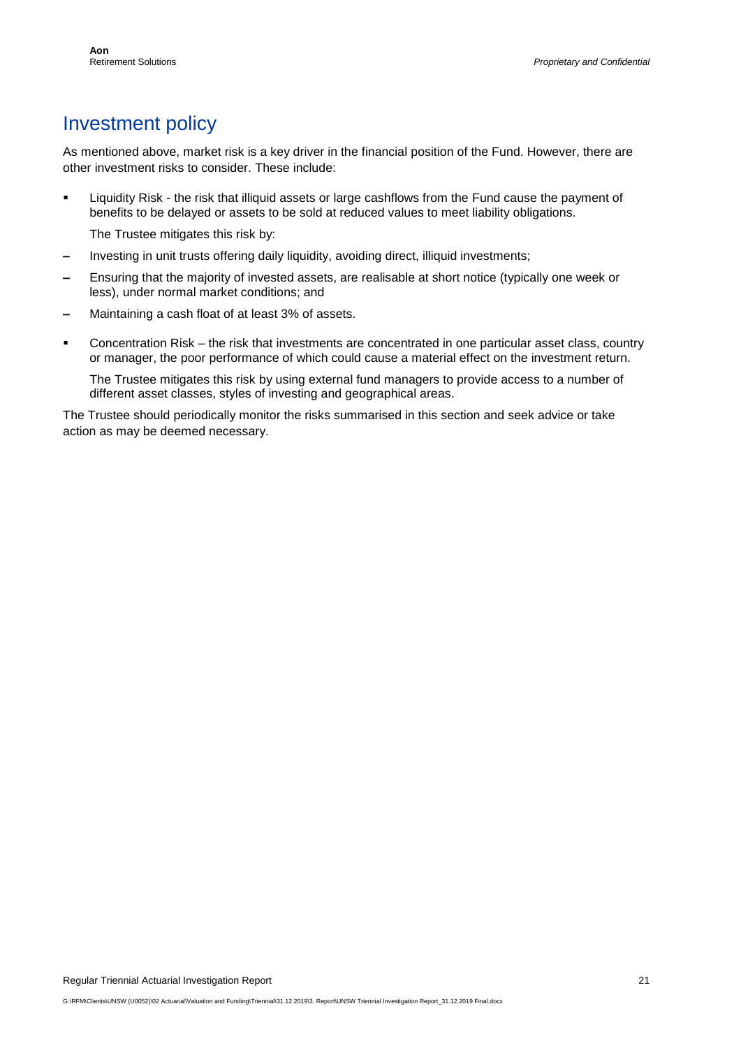## Investment policy

As mentioned above, market risk is a key driver in the financial position of the Fund. However, there are other investment risks to consider. These include:

- Liquidity Risk - the risk that illiquid assets or large cashflows from the Fund cause the payment of benefits to be delayed or assets to be sold at reduced values to meet liability obligations.

  The Trustee mitigates this risk by:

  - Investing in unit trusts offering daily liquidity, avoiding direct, illiquid investments;
  - Ensuring that the majority of invested assets, are realisable at short notice (typically one week or less), under normal market conditions; and
  - Maintaining a cash float of at least 3% of assets.

- Concentration Risk – the risk that investments are concentrated in one particular asset class, country or manager, the poor performance of which could cause a material effect on the investment return.

  The Trustee mitigates this risk by using external fund managers to provide access to a number of different asset classes, styles of investing and geographical areas.

The Trustee should periodically monitor the risks summarised in this section and seek advice or take action as may be deemed necessary.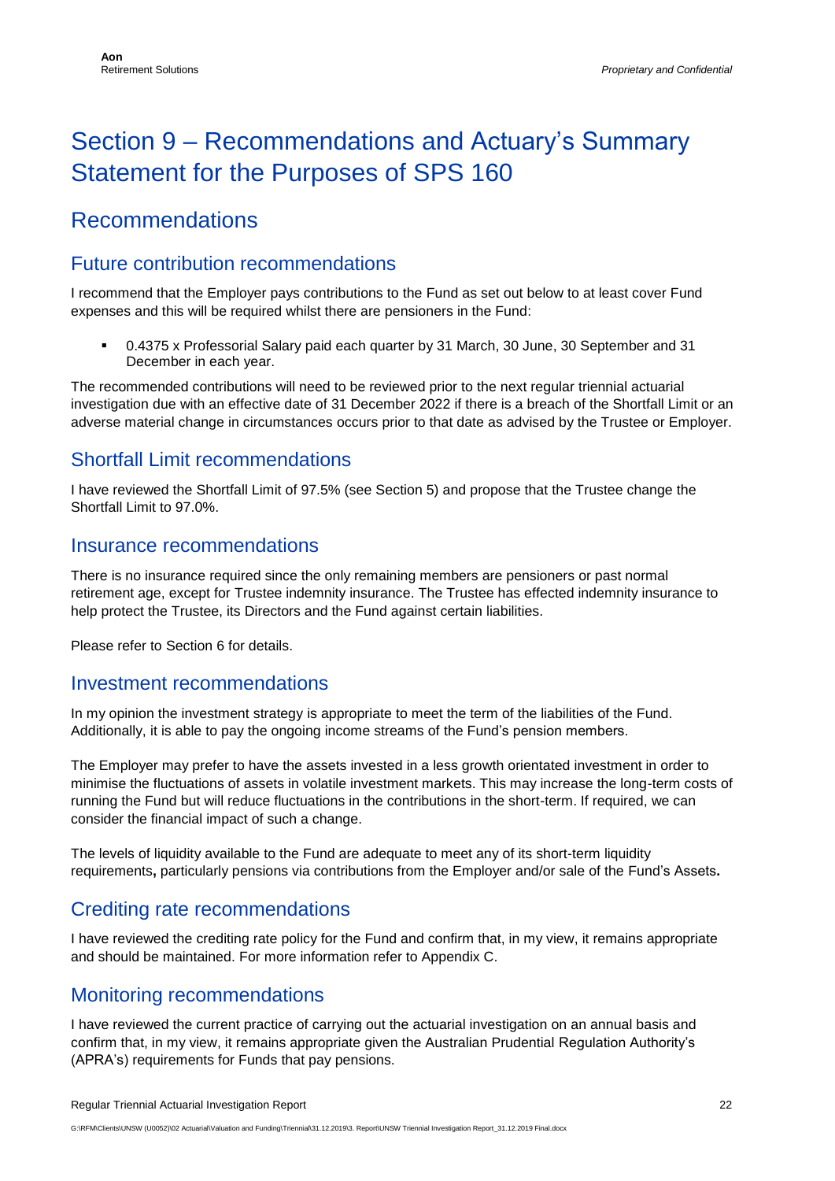# Section 9 – Recommendations and Actuary's Summary Statement for the Purposes of SPS 160

## Recommendations

### Future contribution recommendations

I recommend that the Employer pays contributions to the Fund as set out below to at least cover Fund expenses and this will be required whilst there are pensioners in the Fund:

- 0.4375 x Professorial Salary paid each quarter by 31 March, 30 June, 30 September and 31 December in each year.

The recommended contributions will need to be reviewed prior to the next regular triennial actuarial investigation due with an effective date of 31 December 2022 if there is a breach of the Shortfall Limit or an adverse material change in circumstances occurs prior to that date as advised by the Trustee or Employer.

### Shortfall Limit recommendations

I have reviewed the Shortfall Limit of 97.5% (see Section 5) and propose that the Trustee change the Shortfall Limit to 97.0%.

### Insurance recommendations

There is no insurance required since the only remaining members are pensioners or past normal retirement age, except for Trustee indemnity insurance. The Trustee has effected indemnity insurance to help protect the Trustee, its Directors and the Fund against certain liabilities.

Please refer to Section 6 for details.

### Investment recommendations

In my opinion the investment strategy is appropriate to meet the term of the liabilities of the Fund. Additionally, it is able to pay the ongoing income streams of the Fund's pension members.

The Employer may prefer to have the assets invested in a less growth orientated investment in order to minimise the fluctuations of assets in volatile investment markets. This may increase the long-term costs of running the Fund but will reduce fluctuations in the contributions in the short-term. If required, we can consider the financial impact of such a change.

The levels of liquidity available to the Fund are adequate to meet any of its short-term liquidity requirements**,** particularly pensions via contributions from the Employer and/or sale of the Fund's Assets**.**

### Crediting rate recommendations

I have reviewed the crediting rate policy for the Fund and confirm that, in my view, it remains appropriate and should be maintained. For more information refer to Appendix C.

### Monitoring recommendations

I have reviewed the current practice of carrying out the actuarial investigation on an annual basis and confirm that, in my view, it remains appropriate given the Australian Prudential Regulation Authority's (APRA's) requirements for Funds that pay pensions.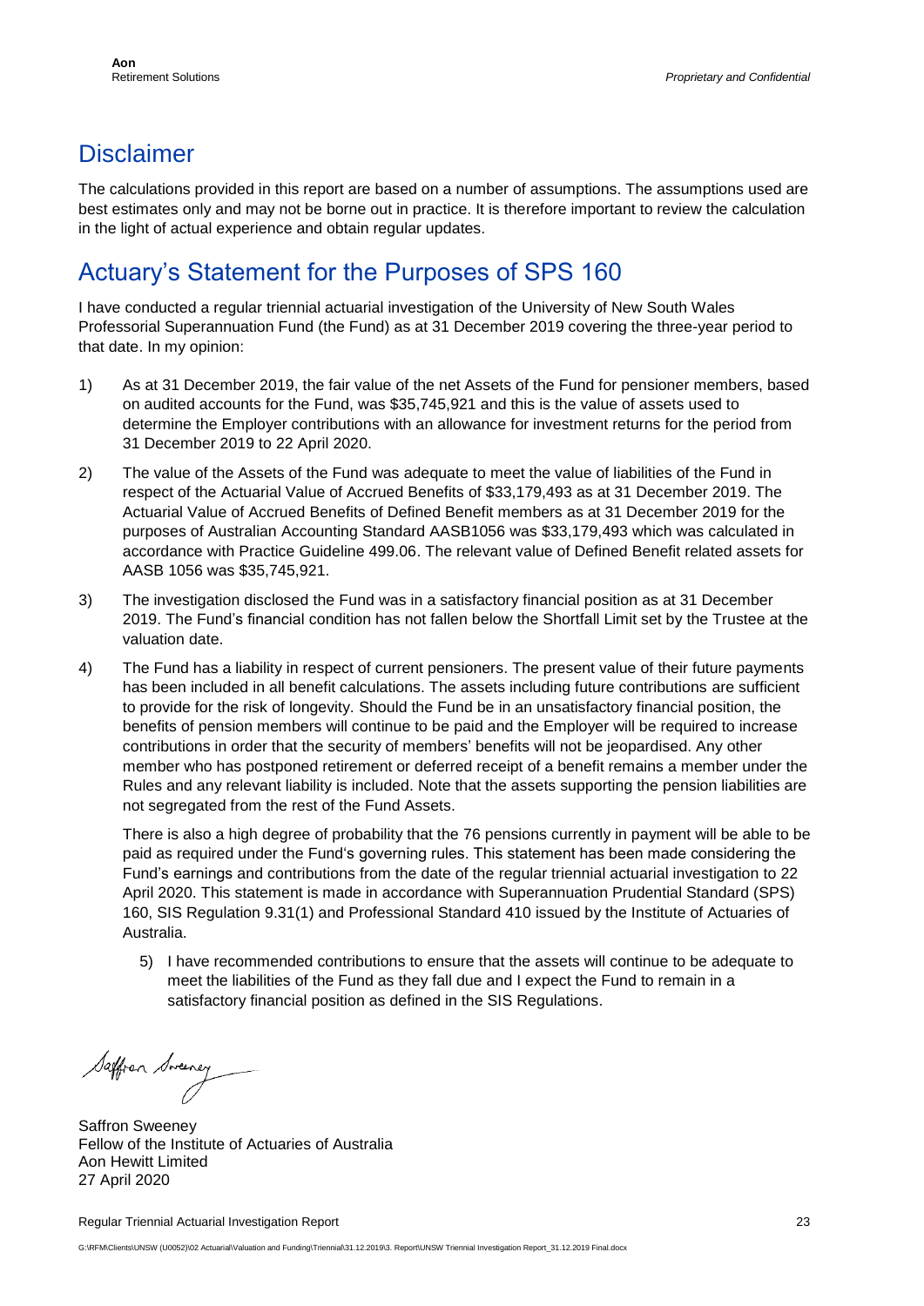## Disclaimer

The calculations provided in this report are based on a number of assumptions. The assumptions used are best estimates only and may not be borne out in practice. It is therefore important to review the calculation in the light of actual experience and obtain regular updates.

## Actuary's Statement for the Purposes of SPS 160

I have conducted a regular triennial actuarial investigation of the University of New South Wales Professorial Superannuation Fund (the Fund) as at 31 December 2019 covering the three-year period to that date. In my opinion:

1) As at 31 December 2019, the fair value of the net Assets of the Fund for pensioner members, based on audited accounts for the Fund, was $35,745,921 and this is the value of assets used to determine the Employer contributions with an allowance for investment returns for the period from 31 December 2019 to 22 April 2020.

2) The value of the Assets of the Fund was adequate to meet the value of liabilities of the Fund in respect of the Actuarial Value of Accrued Benefits of $33,179,493 as at 31 December 2019. The Actuarial Value of Accrued Benefits of Defined Benefit members as at 31 December 2019 for the purposes of Australian Accounting Standard AASB1056 was $33,179,493 which was calculated in accordance with Practice Guideline 499.06. The relevant value of Defined Benefit related assets for AASB 1056 was $35,745,921.

3) The investigation disclosed the Fund was in a satisfactory financial position as at 31 December 2019. The Fund's financial condition has not fallen below the Shortfall Limit set by the Trustee at the valuation date.

4) The Fund has a liability in respect of current pensioners. The present value of their future payments has been included in all benefit calculations. The assets including future contributions are sufficient to provide for the risk of longevity. Should the Fund be in an unsatisfactory financial position, the benefits of pension members will continue to be paid and the Employer will be required to increase contributions in order that the security of members' benefits will not be jeopardised. Any other member who has postponed retirement or deferred receipt of a benefit remains a member under the Rules and any relevant liability is included. Note that the assets supporting the pension liabilities are not segregated from the rest of the Fund Assets.

   There is also a high degree of probability that the 76 pensions currently in payment will be able to be paid as required under the Fund's governing rules. This statement has been made considering the Fund's earnings and contributions from the date of the regular triennial actuarial investigation to 22 April 2020. This statement is made in accordance with Superannuation Prudential Standard (SPS) 160, SIS Regulation 9.31(1) and Professional Standard 410 issued by the Institute of Actuaries of Australia.

5) I have recommended contributions to ensure that the assets will continue to be adequate to meet the liabilities of the Fund as they fall due and I expect the Fund to remain in a satisfactory financial position as defined in the SIS Regulations.

Saffron Sweeney
Fellow of the Institute of Actuaries of Australia
Aon Hewitt Limited
27 April 2020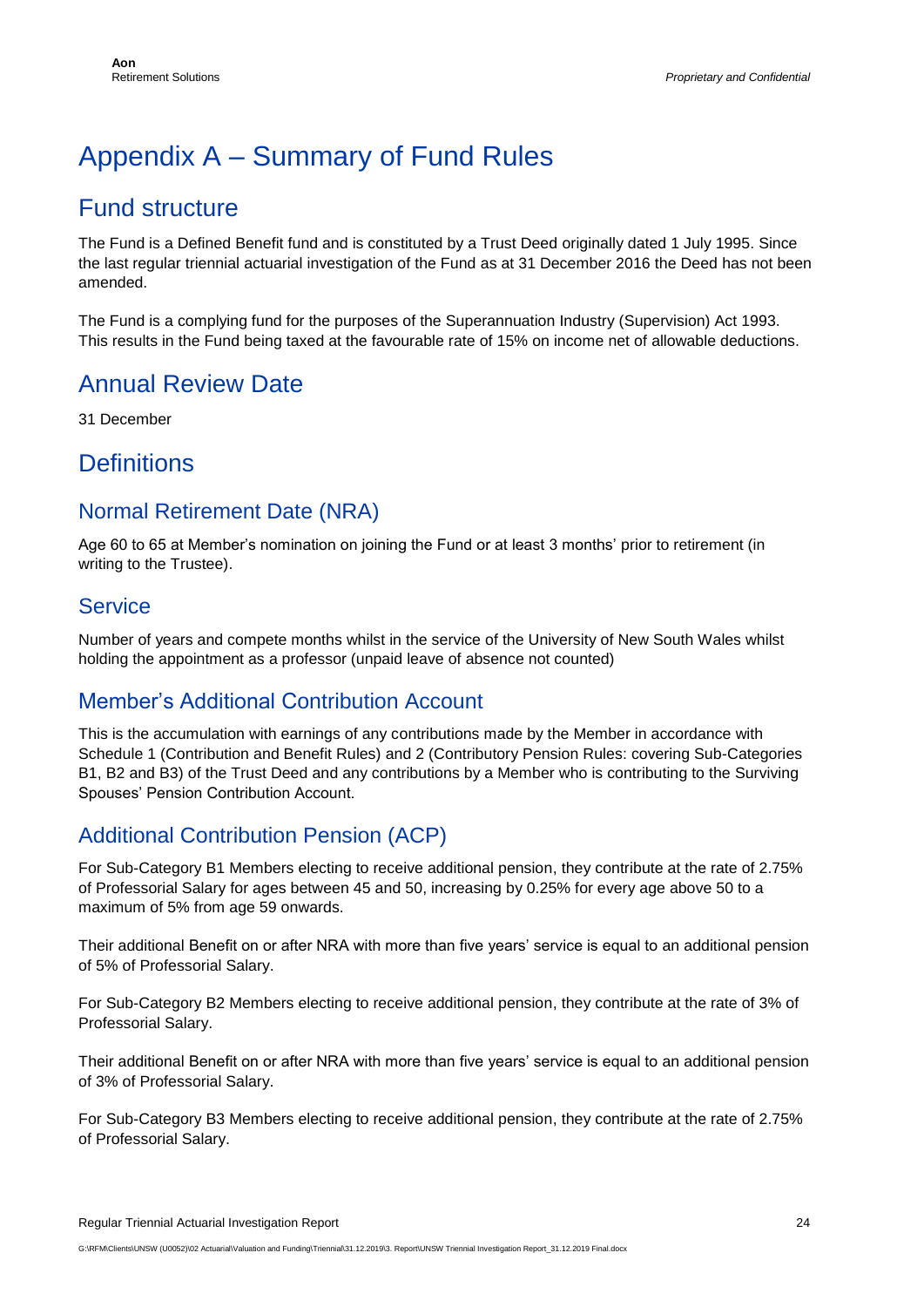# Appendix A – Summary of Fund Rules

## Fund structure

The Fund is a Defined Benefit fund and is constituted by a Trust Deed originally dated 1 July 1995. Since the last regular triennial actuarial investigation of the Fund as at 31 December 2016 the Deed has not been amended.

The Fund is a complying fund for the purposes of the Superannuation Industry (Supervision) Act 1993. This results in the Fund being taxed at the favourable rate of 15% on income net of allowable deductions.

## Annual Review Date

31 December

## Definitions

### Normal Retirement Date (NRA)

Age 60 to 65 at Member's nomination on joining the Fund or at least 3 months' prior to retirement (in writing to the Trustee).

### Service

Number of years and compete months whilst in the service of the University of New South Wales whilst holding the appointment as a professor (unpaid leave of absence not counted)

### Member's Additional Contribution Account

This is the accumulation with earnings of any contributions made by the Member in accordance with Schedule 1 (Contribution and Benefit Rules) and 2 (Contributory Pension Rules: covering Sub-Categories B1, B2 and B3) of the Trust Deed and any contributions by a Member who is contributing to the Surviving Spouses' Pension Contribution Account.

### Additional Contribution Pension (ACP)

For Sub-Category B1 Members electing to receive additional pension, they contribute at the rate of 2.75% of Professorial Salary for ages between 45 and 50, increasing by 0.25% for every age above 50 to a maximum of 5% from age 59 onwards.

Their additional Benefit on or after NRA with more than five years' service is equal to an additional pension of 5% of Professorial Salary.

For Sub-Category B2 Members electing to receive additional pension, they contribute at the rate of 3% of Professorial Salary.

Their additional Benefit on or after NRA with more than five years' service is equal to an additional pension of 3% of Professorial Salary.

For Sub-Category B3 Members electing to receive additional pension, they contribute at the rate of 2.75% of Professorial Salary.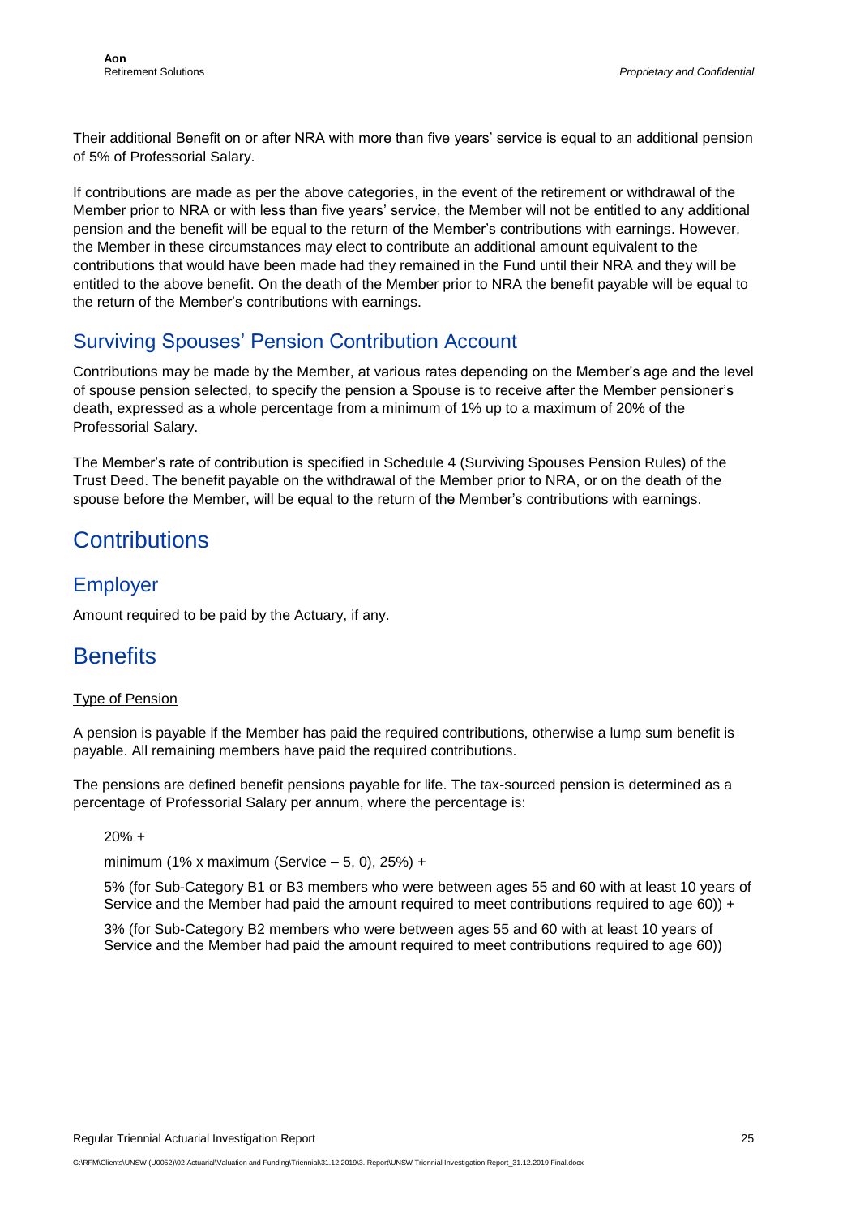Their additional Benefit on or after NRA with more than five years' service is equal to an additional pension of 5% of Professorial Salary.

If contributions are made as per the above categories, in the event of the retirement or withdrawal of the Member prior to NRA or with less than five years' service, the Member will not be entitled to any additional pension and the benefit will be equal to the return of the Member's contributions with earnings. However, the Member in these circumstances may elect to contribute an additional amount equivalent to the contributions that would have been made had they remained in the Fund until their NRA and they will be entitled to the above benefit. On the death of the Member prior to NRA the benefit payable will be equal to the return of the Member's contributions with earnings.

## Surviving Spouses' Pension Contribution Account

Contributions may be made by the Member, at various rates depending on the Member's age and the level of spouse pension selected, to specify the pension a Spouse is to receive after the Member pensioner's death, expressed as a whole percentage from a minimum of 1% up to a maximum of 20% of the Professorial Salary.

The Member's rate of contribution is specified in Schedule 4 (Surviving Spouses Pension Rules) of the Trust Deed. The benefit payable on the withdrawal of the Member prior to NRA, or on the death of the spouse before the Member, will be equal to the return of the Member's contributions with earnings.

# Contributions

## Employer

Amount required to be paid by the Actuary, if any.

# Benefits

Type of Pension

A pension is payable if the Member has paid the required contributions, otherwise a lump sum benefit is payable. All remaining members have paid the required contributions.

The pensions are defined benefit pensions payable for life. The tax-sourced pension is determined as a percentage of Professorial Salary per annum, where the percentage is:

> 20% +
>
> minimum (1% x maximum (Service – 5, 0), 25%) +
>
> 5% (for Sub-Category B1 or B3 members who were between ages 55 and 60 with at least 10 years of Service and the Member had paid the amount required to meet contributions required to age 60)) +
>
> 3% (for Sub-Category B2 members who were between ages 55 and 60 with at least 10 years of Service and the Member had paid the amount required to meet contributions required to age 60))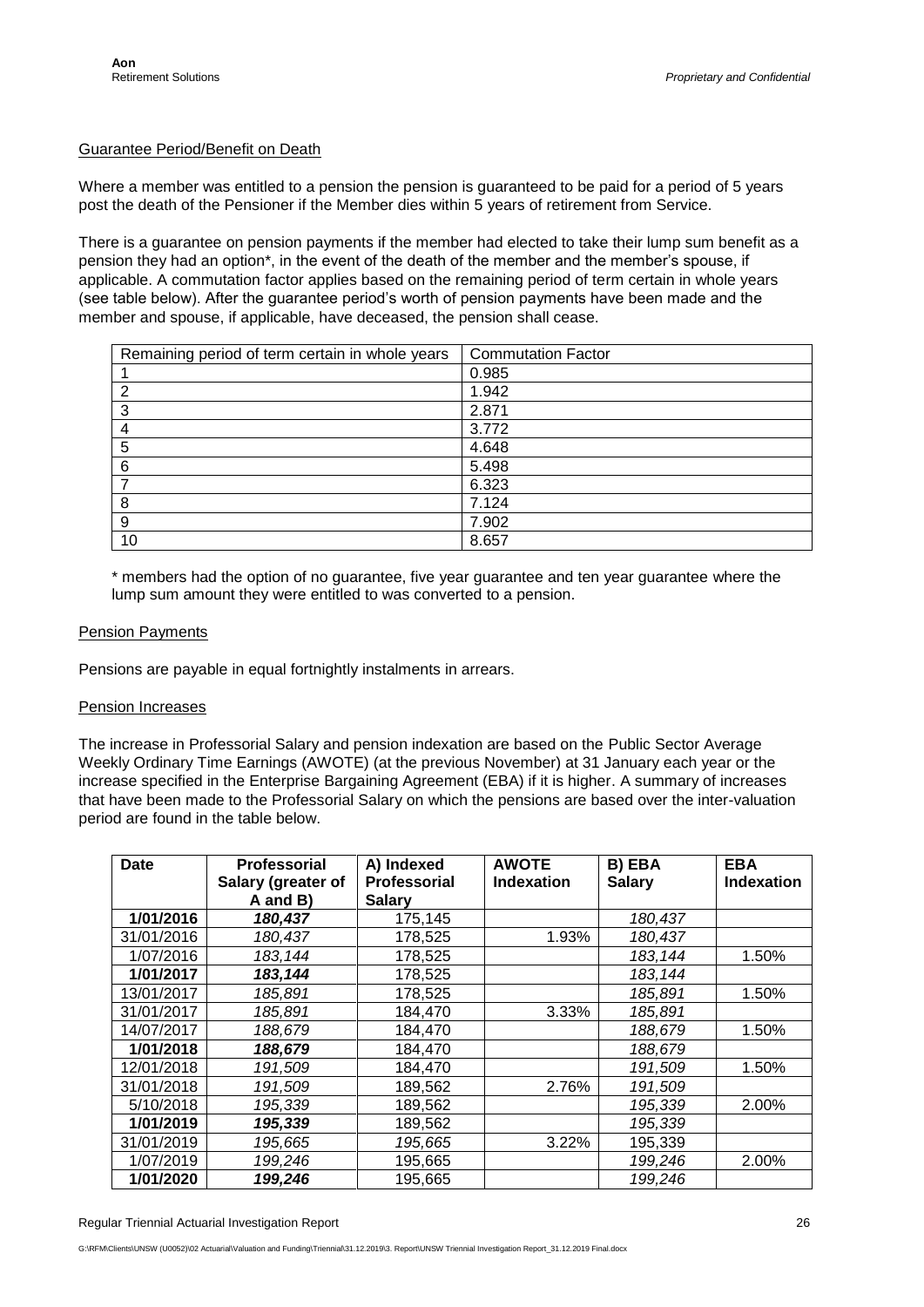Guarantee Period/Benefit on Death

Where a member was entitled to a pension the pension is guaranteed to be paid for a period of 5 years post the death of the Pensioner if the Member dies within 5 years of retirement from Service.

There is a guarantee on pension payments if the member had elected to take their lump sum benefit as a pension they had an option*, in the event of the death of the member and the member's spouse, if applicable. A commutation factor applies based on the remaining period of term certain in whole years (see table below). After the guarantee period's worth of pension payments have been made and the member and spouse, if applicable, have deceased, the pension shall cease.

| Remaining period of term certain in whole years | Commutation Factor |
|---|---|
| 1 | 0.985 |
| 2 | 1.942 |
| 3 | 2.871 |
| 4 | 3.772 |
| 5 | 4.648 |
| 6 | 5.498 |
| 7 | 6.323 |
| 8 | 7.124 |
| 9 | 7.902 |
| 10 | 8.657 |

\* members had the option of no guarantee, five year guarantee and ten year guarantee where the lump sum amount they were entitled to was converted to a pension.

Pension Payments

Pensions are payable in equal fortnightly instalments in arrears.

Pension Increases

The increase in Professorial Salary and pension indexation are based on the Public Sector Average Weekly Ordinary Time Earnings (AWOTE) (at the previous November) at 31 January each year or the increase specified in the Enterprise Bargaining Agreement (EBA) if it is higher. A summary of increases that have been made to the Professorial Salary on which the pensions are based over the inter-valuation period are found in the table below.

| Date | Professorial Salary (greater of A and B) | A) Indexed Professorial Salary | AWOTE Indexation | B) EBA Salary | EBA Indexation |
|---|---|---|---|---|---|
| **1/01/2016** | ***180,437*** | 175,145 | | *180,437* | |
| 31/01/2016 | *180,437* | 178,525 | 1.93% | *180,437* | |
| 1/07/2016 | *183,144* | 178,525 | | *183,144* | 1.50% |
| **1/01/2017** | ***183,144*** | 178,525 | | *183,144* | |
| 13/01/2017 | *185,891* | 178,525 | | *185,891* | 1.50% |
| 31/01/2017 | *185,891* | 184,470 | 3.33% | *185,891* | |
| 14/07/2017 | *188,679* | 184,470 | | *188,679* | 1.50% |
| **1/01/2018** | ***188,679*** | 184,470 | | *188,679* | |
| 12/01/2018 | *191,509* | 184,470 | | *191,509* | 1.50% |
| 31/01/2018 | *191,509* | 189,562 | 2.76% | *191,509* | |
| 5/10/2018 | *195,339* | 189,562 | | *195,339* | 2.00% |
| **1/01/2019** | ***195,339*** | 189,562 | | *195,339* | |
| 31/01/2019 | *195,665* | *195,665* | 3.22% | 195,339 | |
| 1/07/2019 | *199,246* | 195,665 | | *199,246* | 2.00% |
| **1/01/2020** | ***199,246*** | 195,665 | | *199,246* | |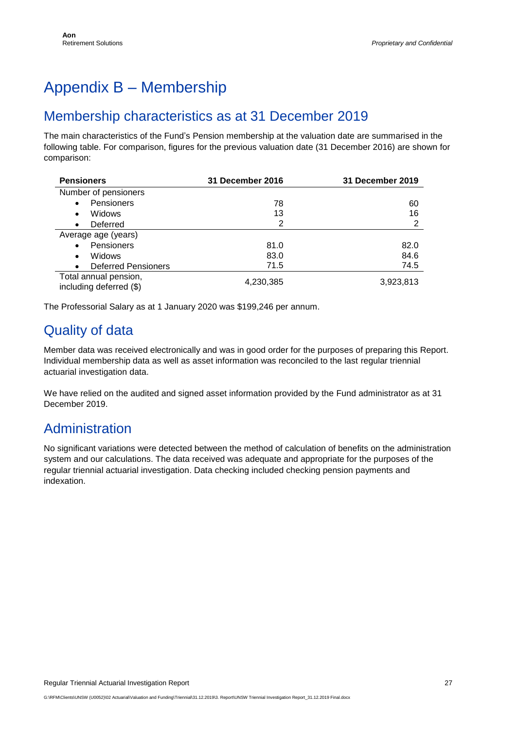# Appendix B – Membership

## Membership characteristics as at 31 December 2019

The main characteristics of the Fund's Pension membership at the valuation date are summarised in the following table. For comparison, figures for the previous valuation date (31 December 2016) are shown for comparison:

| Pensioners | 31 December 2016 | 31 December 2019 |
|---|---|---|
| Number of pensioners | | |
| • Pensioners | 78 | 60 |
| • Widows | 13 | 16 |
| • Deferred | 2 | 2 |
| Average age (years) | | |
| • Pensioners | 81.0 | 82.0 |
| • Widows | 83.0 | 84.6 |
| • Deferred Pensioners | 71.5 | 74.5 |
| Total annual pension, including deferred ($) | 4,230,385 | 3,923,813 |

The Professorial Salary as at 1 January 2020 was $199,246 per annum.

## Quality of data

Member data was received electronically and was in good order for the purposes of preparing this Report. Individual membership data as well as asset information was reconciled to the last regular triennial actuarial investigation data.

We have relied on the audited and signed asset information provided by the Fund administrator as at 31 December 2019.

## Administration

No significant variations were detected between the method of calculation of benefits on the administration system and our calculations. The data received was adequate and appropriate for the purposes of the regular triennial actuarial investigation. Data checking included checking pension payments and indexation.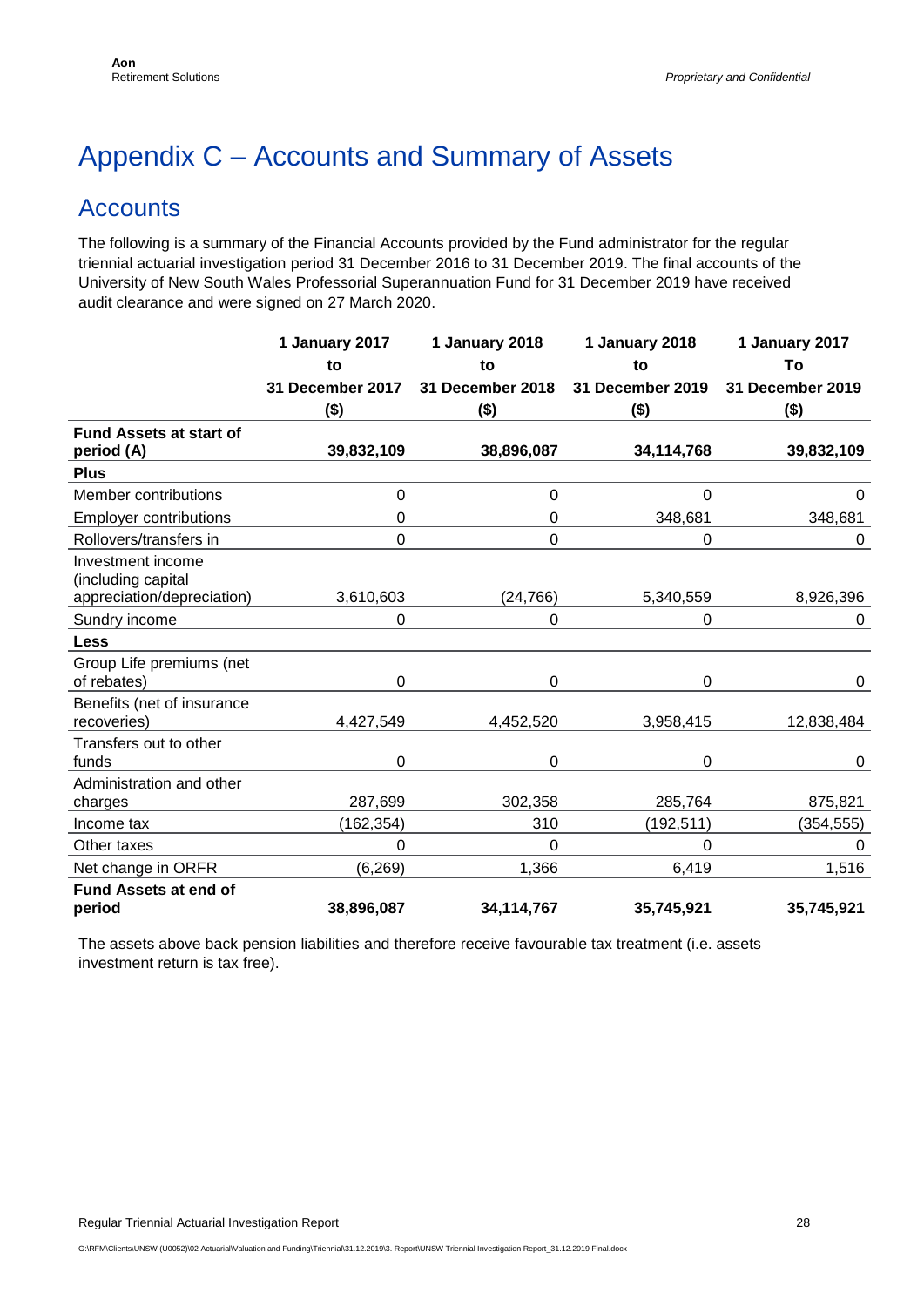# Appendix C – Accounts and Summary of Assets

## Accounts

The following is a summary of the Financial Accounts provided by the Fund administrator for the regular triennial actuarial investigation period 31 December 2016 to 31 December 2019. The final accounts of the University of New South Wales Professorial Superannuation Fund for 31 December 2019 have received audit clearance and were signed on 27 March 2020.

| | 1 January 2017 to 31 December 2017 ($) | 1 January 2018 to 31 December 2018 ($) | 1 January 2018 to 31 December 2019 ($) | 1 January 2017 To 31 December 2019 ($) |
|---|---|---|---|---|
| **Fund Assets at start of period (A)** | **39,832,109** | **38,896,087** | **34,114,768** | **39,832,109** |
| **Plus** | | | | |
| Member contributions | 0 | 0 | 0 | 0 |
| Employer contributions | 0 | 0 | 348,681 | 348,681 |
| Rollovers/transfers in | 0 | 0 | 0 | 0 |
| Investment income (including capital appreciation/depreciation) | 3,610,603 | (24,766) | 5,340,559 | 8,926,396 |
| Sundry income | 0 | 0 | 0 | 0 |
| **Less** | | | | |
| Group Life premiums (net of rebates) | 0 | 0 | 0 | 0 |
| Benefits (net of insurance recoveries) | 4,427,549 | 4,452,520 | 3,958,415 | 12,838,484 |
| Transfers out to other funds | 0 | 0 | 0 | 0 |
| Administration and other charges | 287,699 | 302,358 | 285,764 | 875,821 |
| Income tax | (162,354) | 310 | (192,511) | (354,555) |
| Other taxes | 0 | 0 | 0 | 0 |
| Net change in ORFR | (6,269) | 1,366 | 6,419 | 1,516 |
| **Fund Assets at end of period** | **38,896,087** | **34,114,767** | **35,745,921** | **35,745,921** |

The assets above back pension liabilities and therefore receive favourable tax treatment (i.e. assets investment return is tax free).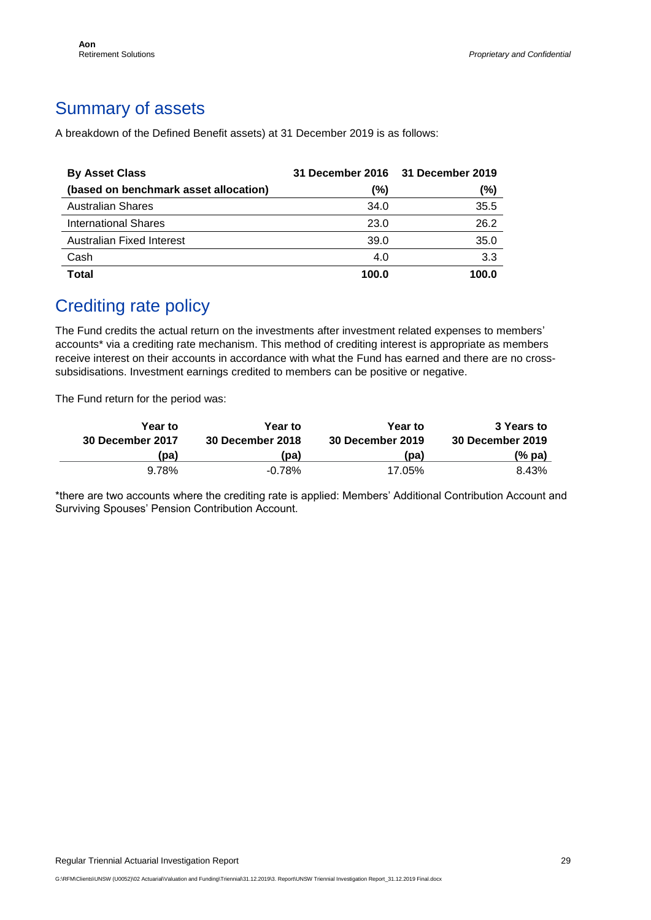## Summary of assets

A breakdown of the Defined Benefit assets) at 31 December 2019 is as follows:

| By Asset Class (based on benchmark asset allocation) | 31 December 2016 (%) | 31 December 2019 (%) |
|---|---|---|
| Australian Shares | 34.0 | 35.5 |
| International Shares | 23.0 | 26.2 |
| Australian Fixed Interest | 39.0 | 35.0 |
| Cash | 4.0 | 3.3 |
| **Total** | **100.0** | **100.0** |

## Crediting rate policy

The Fund credits the actual return on the investments after investment related expenses to members' accounts* via a crediting rate mechanism. This method of crediting interest is appropriate as members receive interest on their accounts in accordance with what the Fund has earned and there are no cross-subsidisations. Investment earnings credited to members can be positive or negative.

The Fund return for the period was:

| Year to 30 December 2017 (pa) | Year to 30 December 2018 (pa) | Year to 30 December 2019 (pa) | 3 Years to 30 December 2019 (% pa) |
|---|---|---|---|
| 9.78% | -0.78% | 17.05% | 8.43% |

*there are two accounts where the crediting rate is applied: Members' Additional Contribution Account and Surviving Spouses' Pension Contribution Account.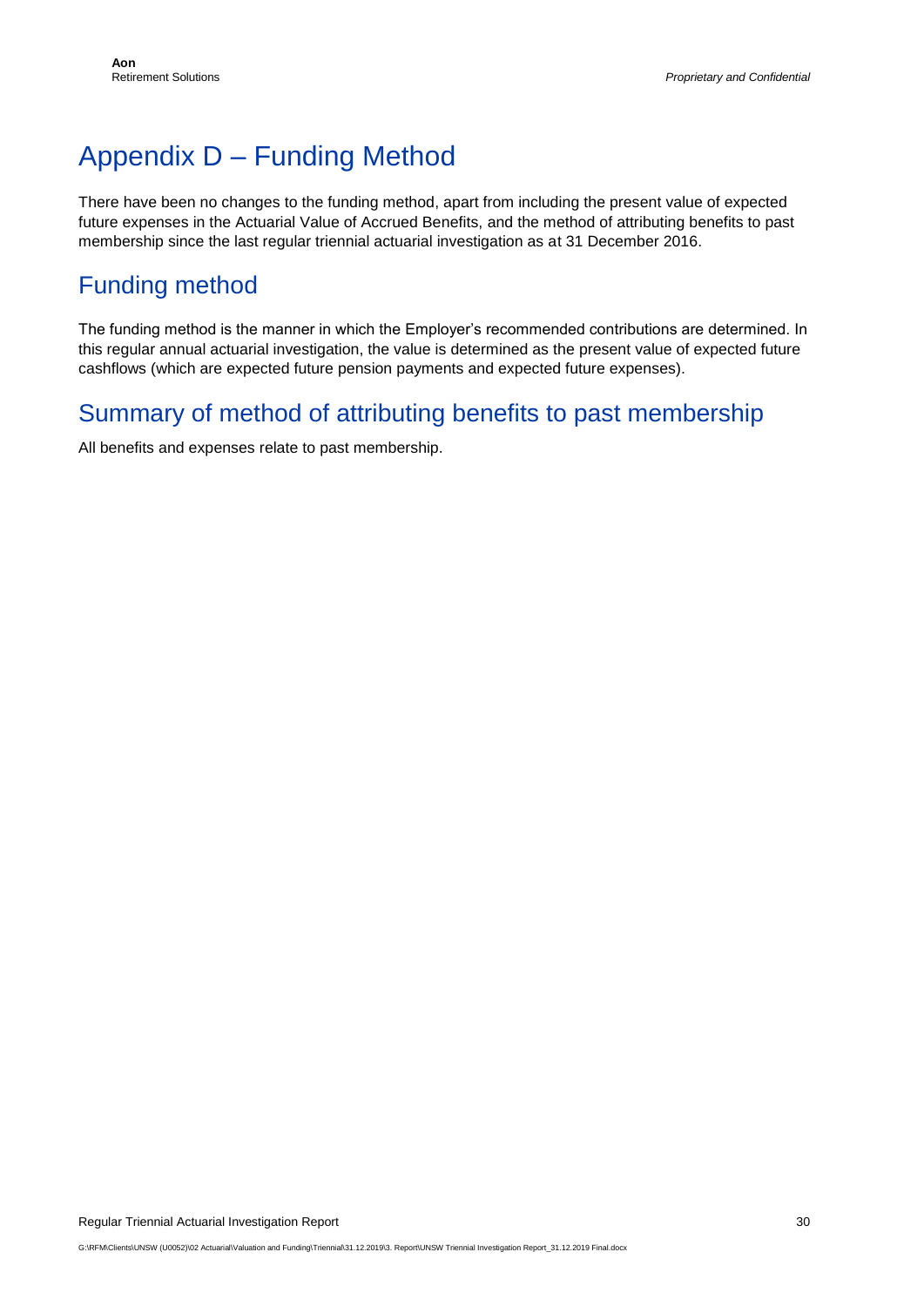# Appendix D – Funding Method

There have been no changes to the funding method, apart from including the present value of expected future expenses in the Actuarial Value of Accrued Benefits, and the method of attributing benefits to past membership since the last regular triennial actuarial investigation as at 31 December 2016.

## Funding method

The funding method is the manner in which the Employer's recommended contributions are determined. In this regular annual actuarial investigation, the value is determined as the present value of expected future cashflows (which are expected future pension payments and expected future expenses).

## Summary of method of attributing benefits to past membership

All benefits and expenses relate to past membership.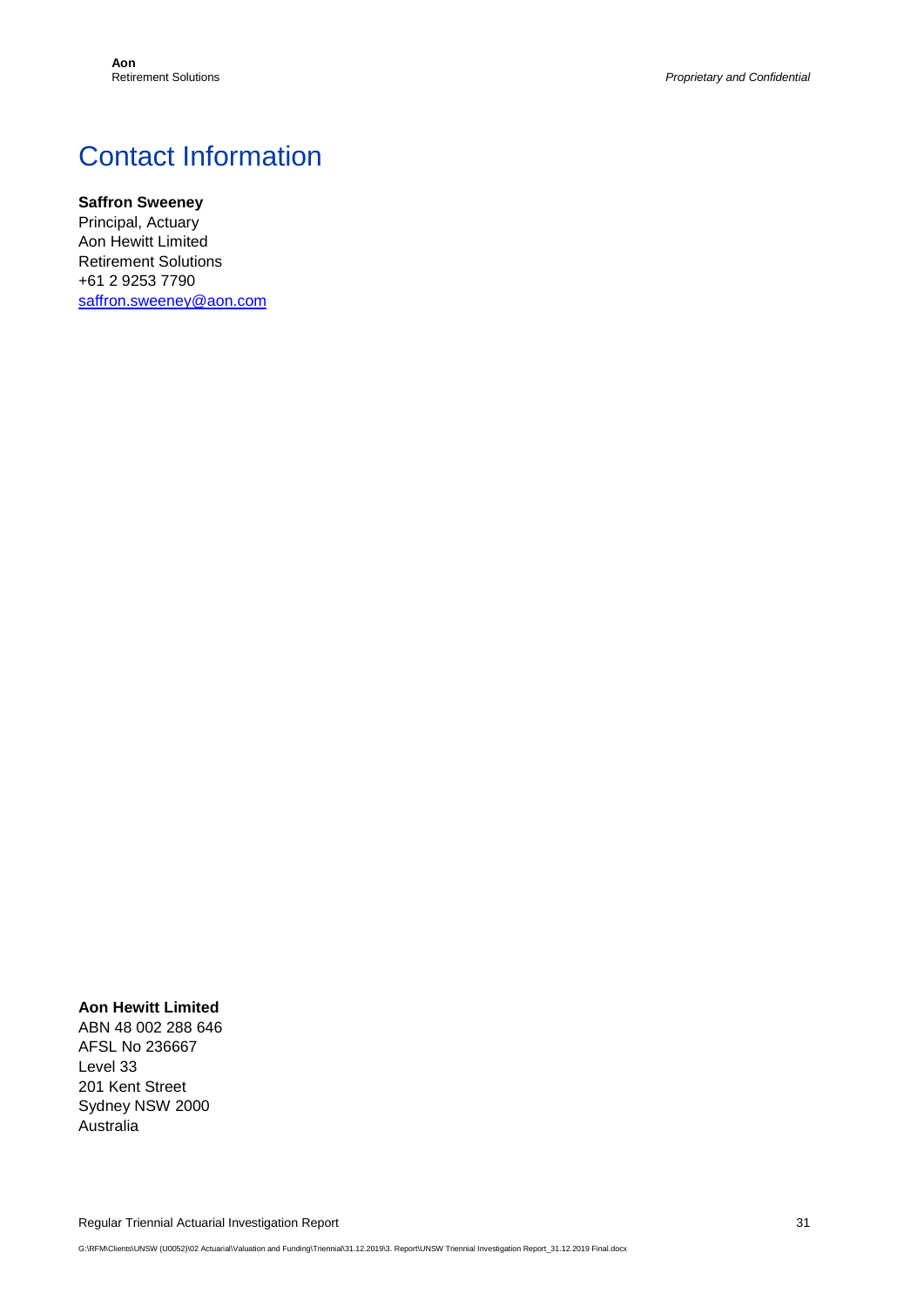# Contact Information

**Saffron Sweeney**
Principal, Actuary
Aon Hewitt Limited
Retirement Solutions
+61 2 9253 7790
saffron.sweeney@aon.com

**Aon Hewitt Limited**
ABN 48 002 288 646
AFSL No 236667
Level 33
201 Kent Street
Sydney NSW 2000
Australia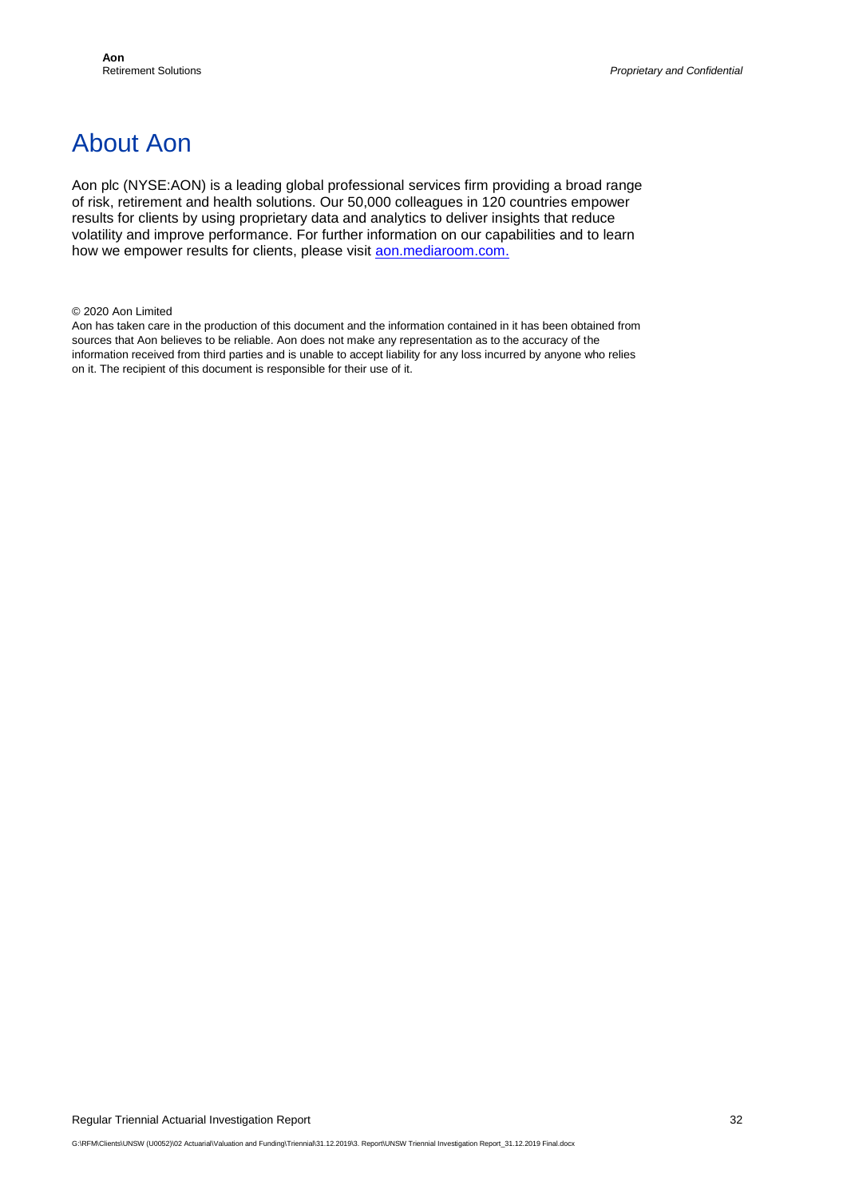# About Aon

Aon plc (NYSE:AON) is a leading global professional services firm providing a broad range of risk, retirement and health solutions. Our 50,000 colleagues in 120 countries empower results for clients by using proprietary data and analytics to deliver insights that reduce volatility and improve performance. For further information on our capabilities and to learn how we empower results for clients, please visit aon.mediaroom.com.

© 2020 Aon Limited

Aon has taken care in the production of this document and the information contained in it has been obtained from sources that Aon believes to be reliable. Aon does not make any representation as to the accuracy of the information received from third parties and is unable to accept liability for any loss incurred by anyone who relies on it. The recipient of this document is responsible for their use of it.